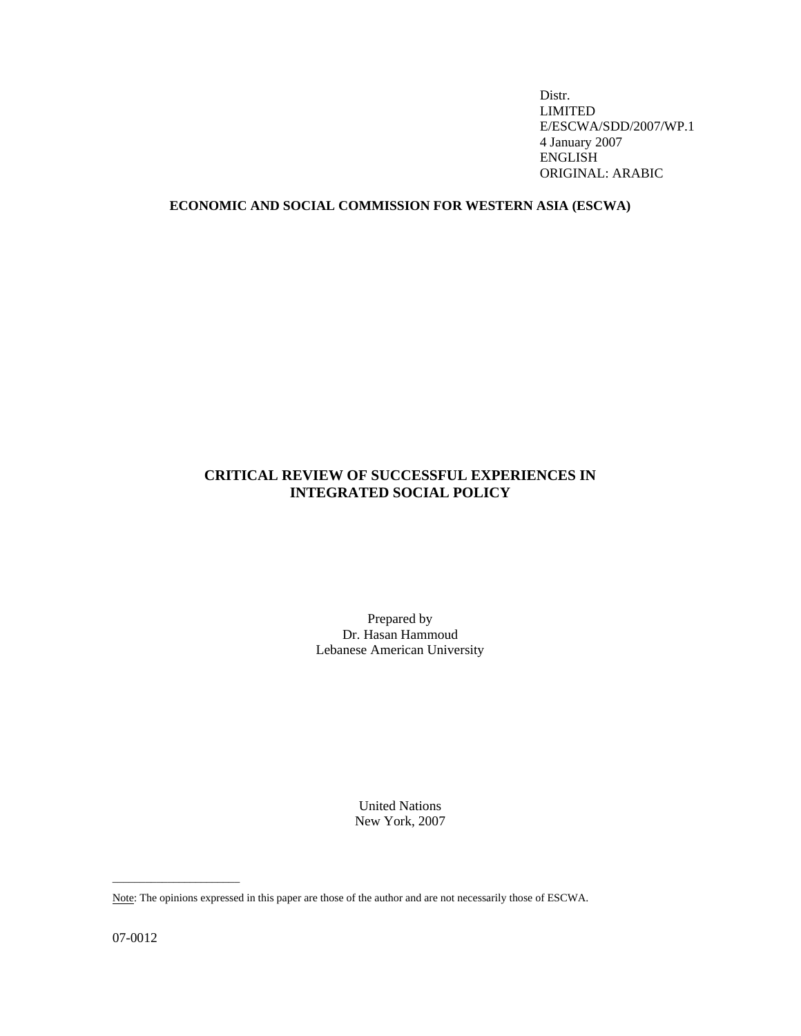Distr.
LIMITED
E/ESCWA/SDD/2007/WP.1
4 January 2007
ENGLISH
ORIGINAL: ARABIC

**ECONOMIC AND SOCIAL COMMISSION FOR WESTERN ASIA (ESCWA)**

# CRITICAL REVIEW OF SUCCESSFUL EXPERIENCES IN INTEGRATED SOCIAL POLICY

Prepared by
Dr. Hasan Hammoud
Lebanese American University

United Nations
New York, 2007

---

Note: The opinions expressed in this paper are those of the author and are not necessarily those of ESCWA.

07-0012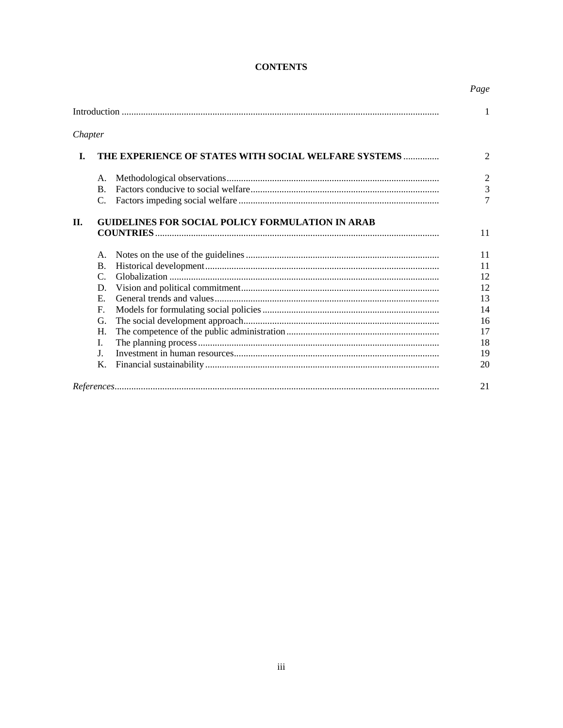# CONTENTS

| | | Page |
|---|---|---|
| Introduction | | 1 |
| *Chapter* | | |
| **I.** | **THE EXPERIENCE OF STATES WITH SOCIAL WELFARE SYSTEMS** | 2 |
| | A. Methodological observations | 2 |
| | B. Factors conducive to social welfare | 3 |
| | C. Factors impeding social welfare | 7 |
| **II.** | **GUIDELINES FOR SOCIAL POLICY FORMULATION IN ARAB COUNTRIES** | 11 |
| | A. Notes on the use of the guidelines | 11 |
| | B. Historical development | 11 |
| | C. Globalization | 12 |
| | D. Vision and political commitment | 12 |
| | E. General trends and values | 13 |
| | F. Models for formulating social policies | 14 |
| | G. The social development approach | 16 |
| | H. The competence of the public administration | 17 |
| | I. The planning process | 18 |
| | J. Investment in human resources | 19 |
| | K. Financial sustainability | 20 |
| *References* | | 21 |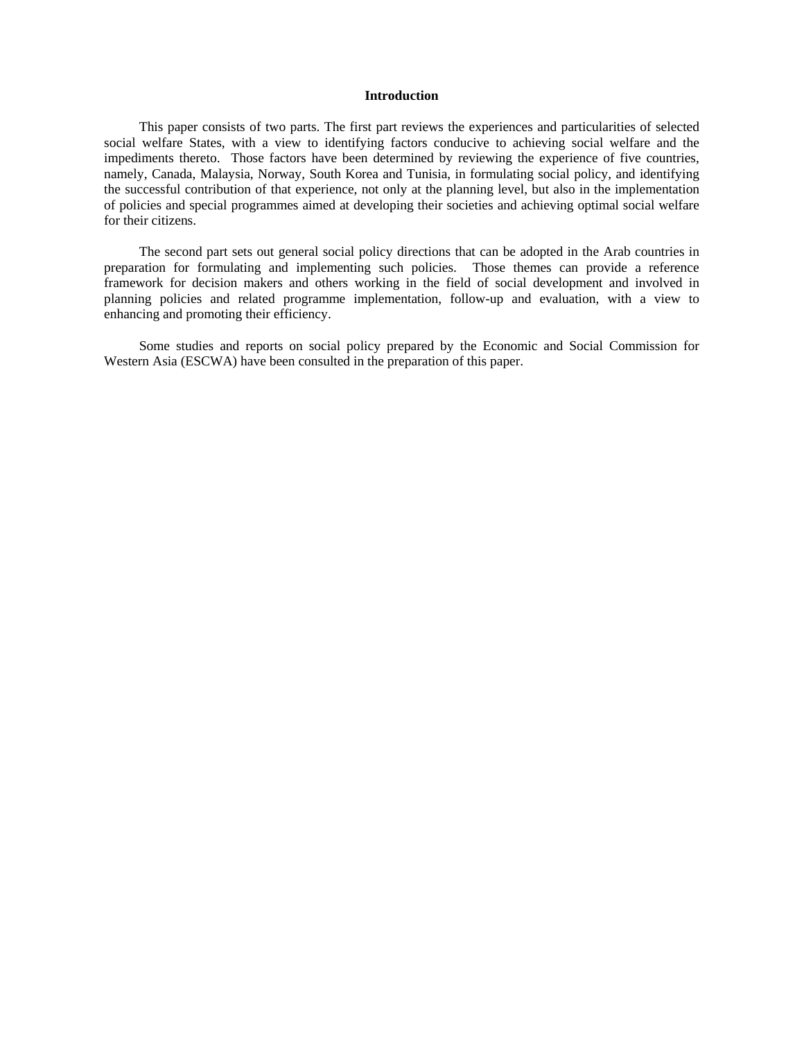# Introduction

This paper consists of two parts. The first part reviews the experiences and particularities of selected social welfare States, with a view to identifying factors conducive to achieving social welfare and the impediments thereto. Those factors have been determined by reviewing the experience of five countries, namely, Canada, Malaysia, Norway, South Korea and Tunisia, in formulating social policy, and identifying the successful contribution of that experience, not only at the planning level, but also in the implementation of policies and special programmes aimed at developing their societies and achieving optimal social welfare for their citizens.

The second part sets out general social policy directions that can be adopted in the Arab countries in preparation for formulating and implementing such policies. Those themes can provide a reference framework for decision makers and others working in the field of social development and involved in planning policies and related programme implementation, follow-up and evaluation, with a view to enhancing and promoting their efficiency.

Some studies and reports on social policy prepared by the Economic and Social Commission for Western Asia (ESCWA) have been consulted in the preparation of this paper.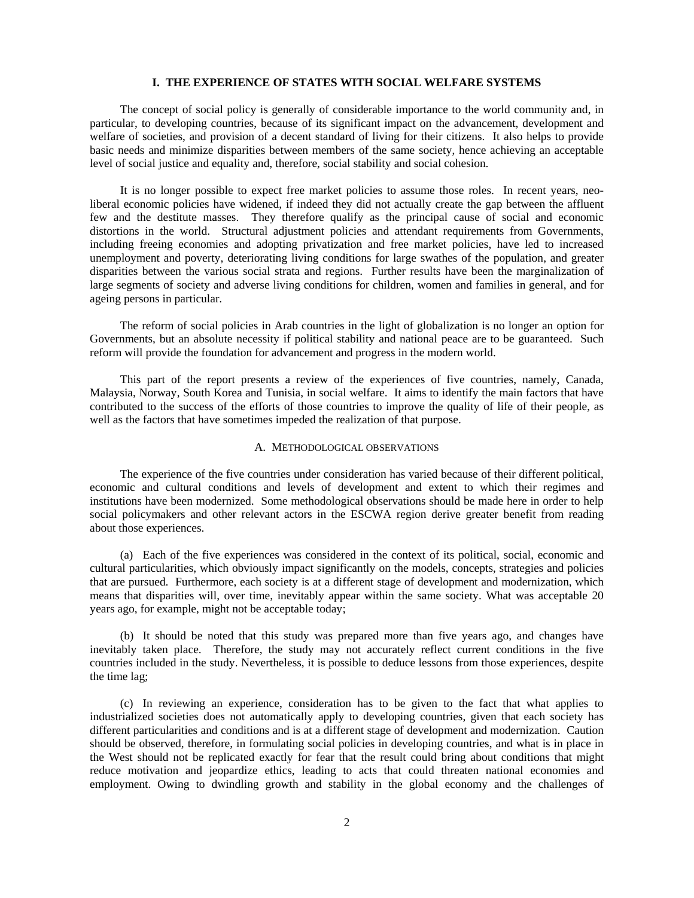# I. THE EXPERIENCE OF STATES WITH SOCIAL WELFARE SYSTEMS

The concept of social policy is generally of considerable importance to the world community and, in particular, to developing countries, because of its significant impact on the advancement, development and welfare of societies, and provision of a decent standard of living for their citizens. It also helps to provide basic needs and minimize disparities between members of the same society, hence achieving an acceptable level of social justice and equality and, therefore, social stability and social cohesion.

It is no longer possible to expect free market policies to assume those roles. In recent years, neo-liberal economic policies have widened, if indeed they did not actually create the gap between the affluent few and the destitute masses. They therefore qualify as the principal cause of social and economic distortions in the world. Structural adjustment policies and attendant requirements from Governments, including freeing economies and adopting privatization and free market policies, have led to increased unemployment and poverty, deteriorating living conditions for large swathes of the population, and greater disparities between the various social strata and regions. Further results have been the marginalization of large segments of society and adverse living conditions for children, women and families in general, and for ageing persons in particular.

The reform of social policies in Arab countries in the light of globalization is no longer an option for Governments, but an absolute necessity if political stability and national peace are to be guaranteed. Such reform will provide the foundation for advancement and progress in the modern world.

This part of the report presents a review of the experiences of five countries, namely, Canada, Malaysia, Norway, South Korea and Tunisia, in social welfare. It aims to identify the main factors that have contributed to the success of the efforts of those countries to improve the quality of life of their people, as well as the factors that have sometimes impeded the realization of that purpose.

## A. Methodological observations

The experience of the five countries under consideration has varied because of their different political, economic and cultural conditions and levels of development and extent to which their regimes and institutions have been modernized. Some methodological observations should be made here in order to help social policymakers and other relevant actors in the ESCWA region derive greater benefit from reading about those experiences.

(a) Each of the five experiences was considered in the context of its political, social, economic and cultural particularities, which obviously impact significantly on the models, concepts, strategies and policies that are pursued. Furthermore, each society is at a different stage of development and modernization, which means that disparities will, over time, inevitably appear within the same society. What was acceptable 20 years ago, for example, might not be acceptable today;

(b) It should be noted that this study was prepared more than five years ago, and changes have inevitably taken place. Therefore, the study may not accurately reflect current conditions in the five countries included in the study. Nevertheless, it is possible to deduce lessons from those experiences, despite the time lag;

(c) In reviewing an experience, consideration has to be given to the fact that what applies to industrialized societies does not automatically apply to developing countries, given that each society has different particularities and conditions and is at a different stage of development and modernization. Caution should be observed, therefore, in formulating social policies in developing countries, and what is in place in the West should not be replicated exactly for fear that the result could bring about conditions that might reduce motivation and jeopardize ethics, leading to acts that could threaten national economies and employment. Owing to dwindling growth and stability in the global economy and the challenges of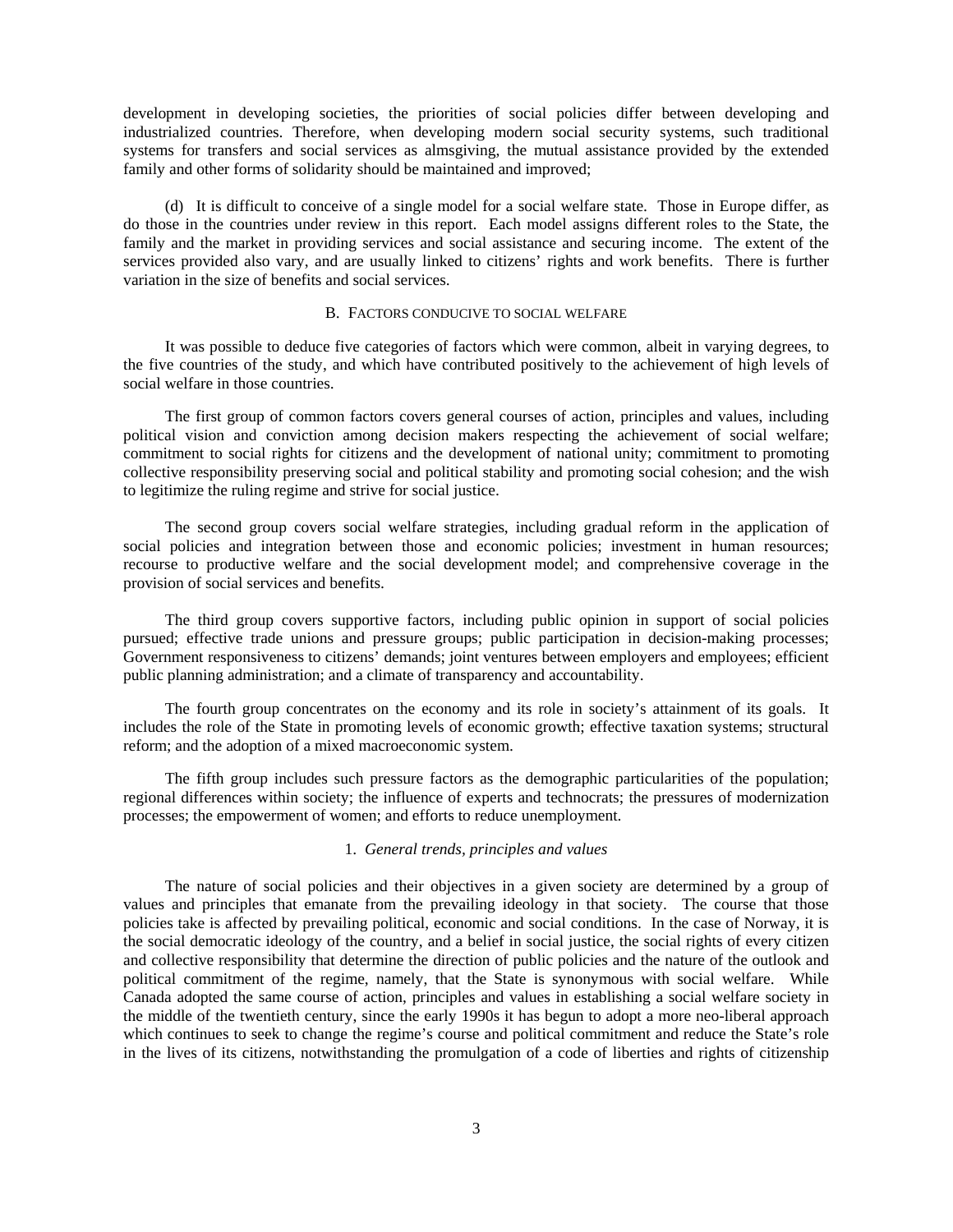development in developing societies, the priorities of social policies differ between developing and industrialized countries. Therefore, when developing modern social security systems, such traditional systems for transfers and social services as almsgiving, the mutual assistance provided by the extended family and other forms of solidarity should be maintained and improved;

(d) It is difficult to conceive of a single model for a social welfare state. Those in Europe differ, as do those in the countries under review in this report. Each model assigns different roles to the State, the family and the market in providing services and social assistance and securing income. The extent of the services provided also vary, and are usually linked to citizens' rights and work benefits. There is further variation in the size of benefits and social services.

## B. FACTORS CONDUCIVE TO SOCIAL WELFARE

It was possible to deduce five categories of factors which were common, albeit in varying degrees, to the five countries of the study, and which have contributed positively to the achievement of high levels of social welfare in those countries.

The first group of common factors covers general courses of action, principles and values, including political vision and conviction among decision makers respecting the achievement of social welfare; commitment to social rights for citizens and the development of national unity; commitment to promoting collective responsibility preserving social and political stability and promoting social cohesion; and the wish to legitimize the ruling regime and strive for social justice.

The second group covers social welfare strategies, including gradual reform in the application of social policies and integration between those and economic policies; investment in human resources; recourse to productive welfare and the social development model; and comprehensive coverage in the provision of social services and benefits.

The third group covers supportive factors, including public opinion in support of social policies pursued; effective trade unions and pressure groups; public participation in decision-making processes; Government responsiveness to citizens' demands; joint ventures between employers and employees; efficient public planning administration; and a climate of transparency and accountability.

The fourth group concentrates on the economy and its role in society's attainment of its goals. It includes the role of the State in promoting levels of economic growth; effective taxation systems; structural reform; and the adoption of a mixed macroeconomic system.

The fifth group includes such pressure factors as the demographic particularities of the population; regional differences within society; the influence of experts and technocrats; the pressures of modernization processes; the empowerment of women; and efforts to reduce unemployment.

### 1. *General trends, principles and values*

The nature of social policies and their objectives in a given society are determined by a group of values and principles that emanate from the prevailing ideology in that society. The course that those policies take is affected by prevailing political, economic and social conditions. In the case of Norway, it is the social democratic ideology of the country, and a belief in social justice, the social rights of every citizen and collective responsibility that determine the direction of public policies and the nature of the outlook and political commitment of the regime, namely, that the State is synonymous with social welfare. While Canada adopted the same course of action, principles and values in establishing a social welfare society in the middle of the twentieth century, since the early 1990s it has begun to adopt a more neo-liberal approach which continues to seek to change the regime's course and political commitment and reduce the State's role in the lives of its citizens, notwithstanding the promulgation of a code of liberties and rights of citizenship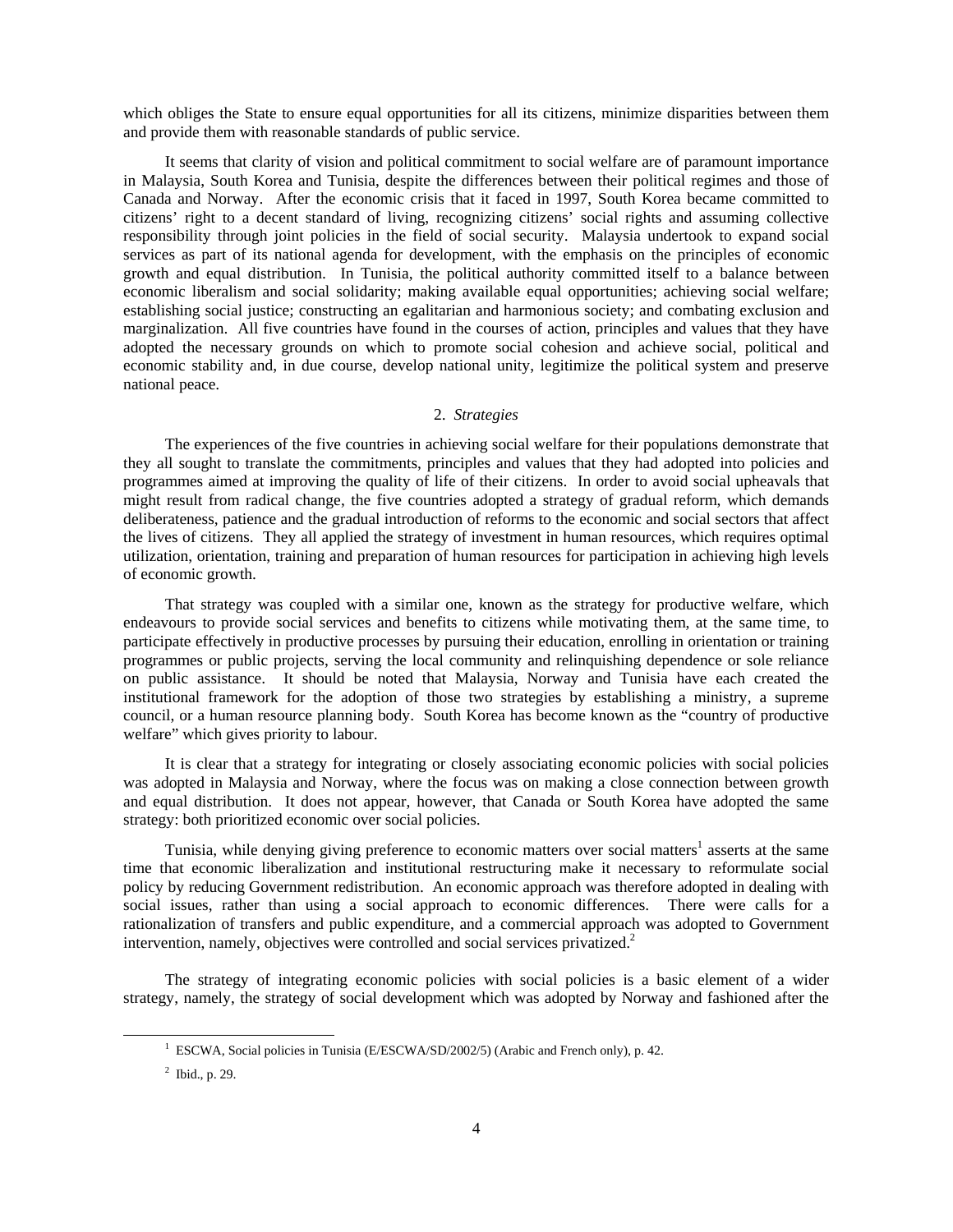which obliges the State to ensure equal opportunities for all its citizens, minimize disparities between them and provide them with reasonable standards of public service.

It seems that clarity of vision and political commitment to social welfare are of paramount importance in Malaysia, South Korea and Tunisia, despite the differences between their political regimes and those of Canada and Norway. After the economic crisis that it faced in 1997, South Korea became committed to citizens' right to a decent standard of living, recognizing citizens' social rights and assuming collective responsibility through joint policies in the field of social security. Malaysia undertook to expand social services as part of its national agenda for development, with the emphasis on the principles of economic growth and equal distribution. In Tunisia, the political authority committed itself to a balance between economic liberalism and social solidarity; making available equal opportunities; achieving social welfare; establishing social justice; constructing an egalitarian and harmonious society; and combating exclusion and marginalization. All five countries have found in the courses of action, principles and values that they have adopted the necessary grounds on which to promote social cohesion and achieve social, political and economic stability and, in due course, develop national unity, legitimize the political system and preserve national peace.

### 2. *Strategies*

The experiences of the five countries in achieving social welfare for their populations demonstrate that they all sought to translate the commitments, principles and values that they had adopted into policies and programmes aimed at improving the quality of life of their citizens. In order to avoid social upheavals that might result from radical change, the five countries adopted a strategy of gradual reform, which demands deliberateness, patience and the gradual introduction of reforms to the economic and social sectors that affect the lives of citizens. They all applied the strategy of investment in human resources, which requires optimal utilization, orientation, training and preparation of human resources for participation in achieving high levels of economic growth.

That strategy was coupled with a similar one, known as the strategy for productive welfare, which endeavours to provide social services and benefits to citizens while motivating them, at the same time, to participate effectively in productive processes by pursuing their education, enrolling in orientation or training programmes or public projects, serving the local community and relinquishing dependence or sole reliance on public assistance. It should be noted that Malaysia, Norway and Tunisia have each created the institutional framework for the adoption of those two strategies by establishing a ministry, a supreme council, or a human resource planning body. South Korea has become known as the "country of productive welfare" which gives priority to labour.

It is clear that a strategy for integrating or closely associating economic policies with social policies was adopted in Malaysia and Norway, where the focus was on making a close connection between growth and equal distribution. It does not appear, however, that Canada or South Korea have adopted the same strategy: both prioritized economic over social policies.

Tunisia, while denying giving preference to economic matters over social matters[1] asserts at the same time that economic liberalization and institutional restructuring make it necessary to reformulate social policy by reducing Government redistribution. An economic approach was therefore adopted in dealing with social issues, rather than using a social approach to economic differences. There were calls for a rationalization of transfers and public expenditure, and a commercial approach was adopted to Government intervention, namely, objectives were controlled and social services privatized.[2]

The strategy of integrating economic policies with social policies is a basic element of a wider strategy, namely, the strategy of social development which was adopted by Norway and fashioned after the

---

[1] ESCWA, Social policies in Tunisia (E/ESCWA/SD/2002/5) (Arabic and French only), p. 42.

[2] Ibid., p. 29.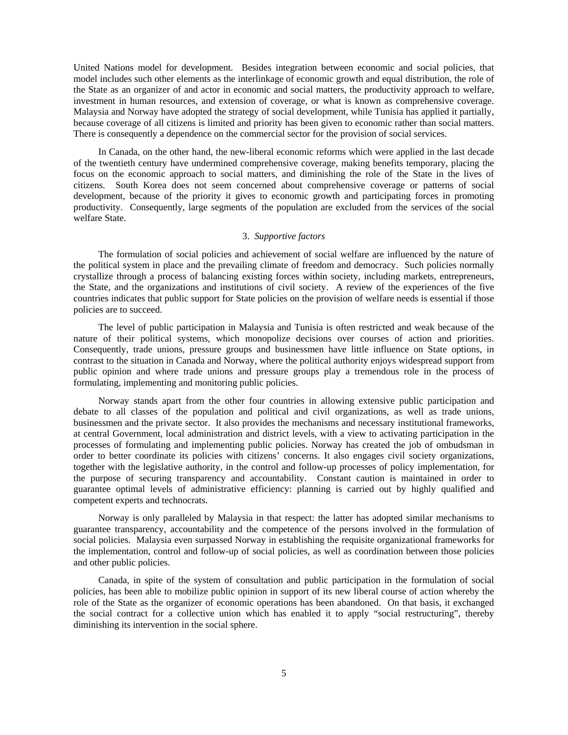United Nations model for development. Besides integration between economic and social policies, that model includes such other elements as the interlinkage of economic growth and equal distribution, the role of the State as an organizer of and actor in economic and social matters, the productivity approach to welfare, investment in human resources, and extension of coverage, or what is known as comprehensive coverage. Malaysia and Norway have adopted the strategy of social development, while Tunisia has applied it partially, because coverage of all citizens is limited and priority has been given to economic rather than social matters. There is consequently a dependence on the commercial sector for the provision of social services.

In Canada, on the other hand, the new-liberal economic reforms which were applied in the last decade of the twentieth century have undermined comprehensive coverage, making benefits temporary, placing the focus on the economic approach to social matters, and diminishing the role of the State in the lives of citizens. South Korea does not seem concerned about comprehensive coverage or patterns of social development, because of the priority it gives to economic growth and participating forces in promoting productivity. Consequently, large segments of the population are excluded from the services of the social welfare State.

### 3. *Supportive factors*

The formulation of social policies and achievement of social welfare are influenced by the nature of the political system in place and the prevailing climate of freedom and democracy. Such policies normally crystallize through a process of balancing existing forces within society, including markets, entrepreneurs, the State, and the organizations and institutions of civil society. A review of the experiences of the five countries indicates that public support for State policies on the provision of welfare needs is essential if those policies are to succeed.

The level of public participation in Malaysia and Tunisia is often restricted and weak because of the nature of their political systems, which monopolize decisions over courses of action and priorities. Consequently, trade unions, pressure groups and businessmen have little influence on State options, in contrast to the situation in Canada and Norway, where the political authority enjoys widespread support from public opinion and where trade unions and pressure groups play a tremendous role in the process of formulating, implementing and monitoring public policies.

Norway stands apart from the other four countries in allowing extensive public participation and debate to all classes of the population and political and civil organizations, as well as trade unions, businessmen and the private sector. It also provides the mechanisms and necessary institutional frameworks, at central Government, local administration and district levels, with a view to activating participation in the processes of formulating and implementing public policies. Norway has created the job of ombudsman in order to better coordinate its policies with citizens' concerns. It also engages civil society organizations, together with the legislative authority, in the control and follow-up processes of policy implementation, for the purpose of securing transparency and accountability. Constant caution is maintained in order to guarantee optimal levels of administrative efficiency: planning is carried out by highly qualified and competent experts and technocrats.

Norway is only paralleled by Malaysia in that respect: the latter has adopted similar mechanisms to guarantee transparency, accountability and the competence of the persons involved in the formulation of social policies. Malaysia even surpassed Norway in establishing the requisite organizational frameworks for the implementation, control and follow-up of social policies, as well as coordination between those policies and other public policies.

Canada, in spite of the system of consultation and public participation in the formulation of social policies, has been able to mobilize public opinion in support of its new liberal course of action whereby the role of the State as the organizer of economic operations has been abandoned. On that basis, it exchanged the social contract for a collective union which has enabled it to apply "social restructuring", thereby diminishing its intervention in the social sphere.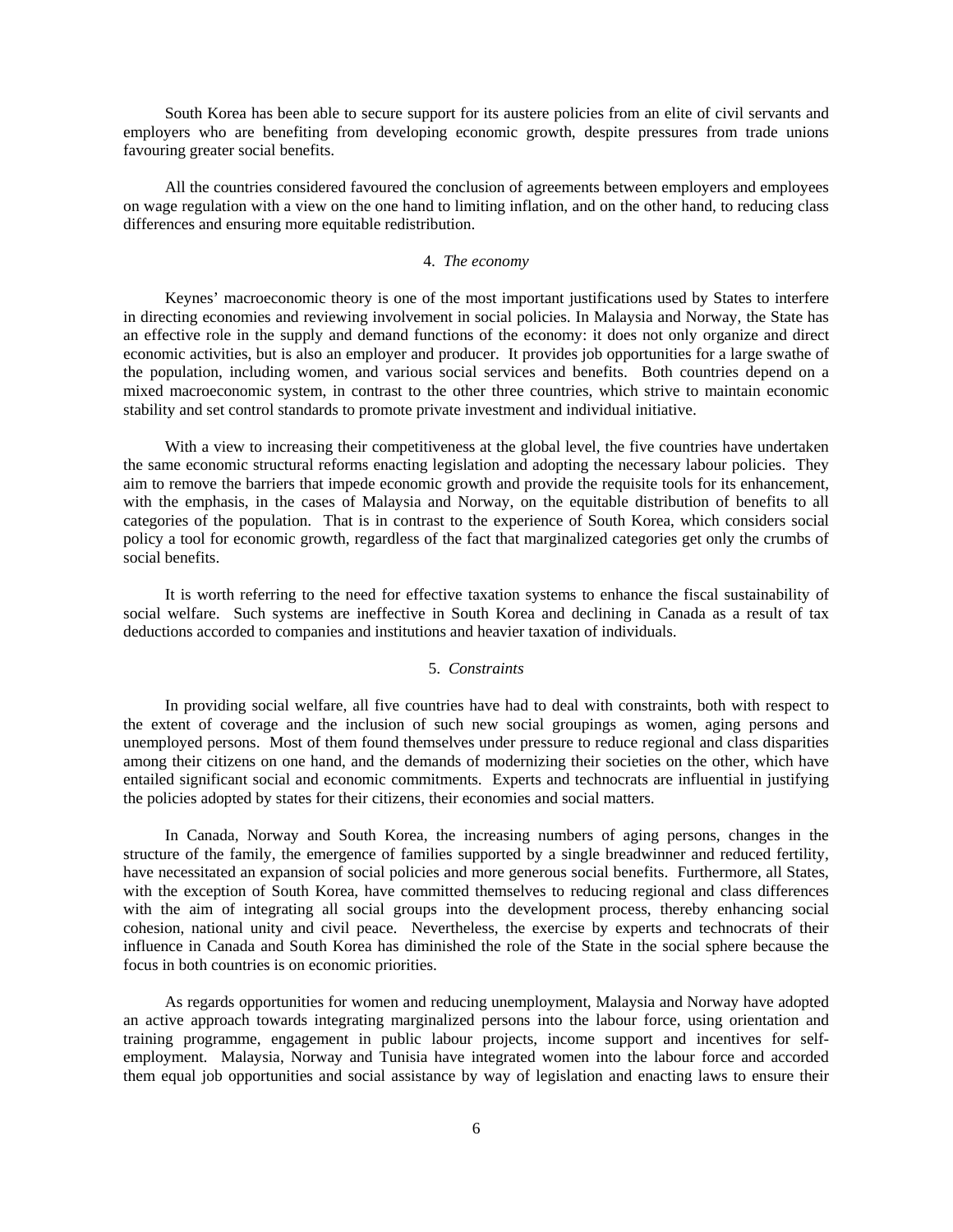South Korea has been able to secure support for its austere policies from an elite of civil servants and employers who are benefiting from developing economic growth, despite pressures from trade unions favouring greater social benefits.

All the countries considered favoured the conclusion of agreements between employers and employees on wage regulation with a view on the one hand to limiting inflation, and on the other hand, to reducing class differences and ensuring more equitable redistribution.

### 4. *The economy*

Keynes' macroeconomic theory is one of the most important justifications used by States to interfere in directing economies and reviewing involvement in social policies. In Malaysia and Norway, the State has an effective role in the supply and demand functions of the economy: it does not only organize and direct economic activities, but is also an employer and producer. It provides job opportunities for a large swathe of the population, including women, and various social services and benefits. Both countries depend on a mixed macroeconomic system, in contrast to the other three countries, which strive to maintain economic stability and set control standards to promote private investment and individual initiative.

With a view to increasing their competitiveness at the global level, the five countries have undertaken the same economic structural reforms enacting legislation and adopting the necessary labour policies. They aim to remove the barriers that impede economic growth and provide the requisite tools for its enhancement, with the emphasis, in the cases of Malaysia and Norway, on the equitable distribution of benefits to all categories of the population. That is in contrast to the experience of South Korea, which considers social policy a tool for economic growth, regardless of the fact that marginalized categories get only the crumbs of social benefits.

It is worth referring to the need for effective taxation systems to enhance the fiscal sustainability of social welfare. Such systems are ineffective in South Korea and declining in Canada as a result of tax deductions accorded to companies and institutions and heavier taxation of individuals.

### 5. *Constraints*

In providing social welfare, all five countries have had to deal with constraints, both with respect to the extent of coverage and the inclusion of such new social groupings as women, aging persons and unemployed persons. Most of them found themselves under pressure to reduce regional and class disparities among their citizens on one hand, and the demands of modernizing their societies on the other, which have entailed significant social and economic commitments. Experts and technocrats are influential in justifying the policies adopted by states for their citizens, their economies and social matters.

In Canada, Norway and South Korea, the increasing numbers of aging persons, changes in the structure of the family, the emergence of families supported by a single breadwinner and reduced fertility, have necessitated an expansion of social policies and more generous social benefits. Furthermore, all States, with the exception of South Korea, have committed themselves to reducing regional and class differences with the aim of integrating all social groups into the development process, thereby enhancing social cohesion, national unity and civil peace. Nevertheless, the exercise by experts and technocrats of their influence in Canada and South Korea has diminished the role of the State in the social sphere because the focus in both countries is on economic priorities.

As regards opportunities for women and reducing unemployment, Malaysia and Norway have adopted an active approach towards integrating marginalized persons into the labour force, using orientation and training programme, engagement in public labour projects, income support and incentives for self-employment. Malaysia, Norway and Tunisia have integrated women into the labour force and accorded them equal job opportunities and social assistance by way of legislation and enacting laws to ensure their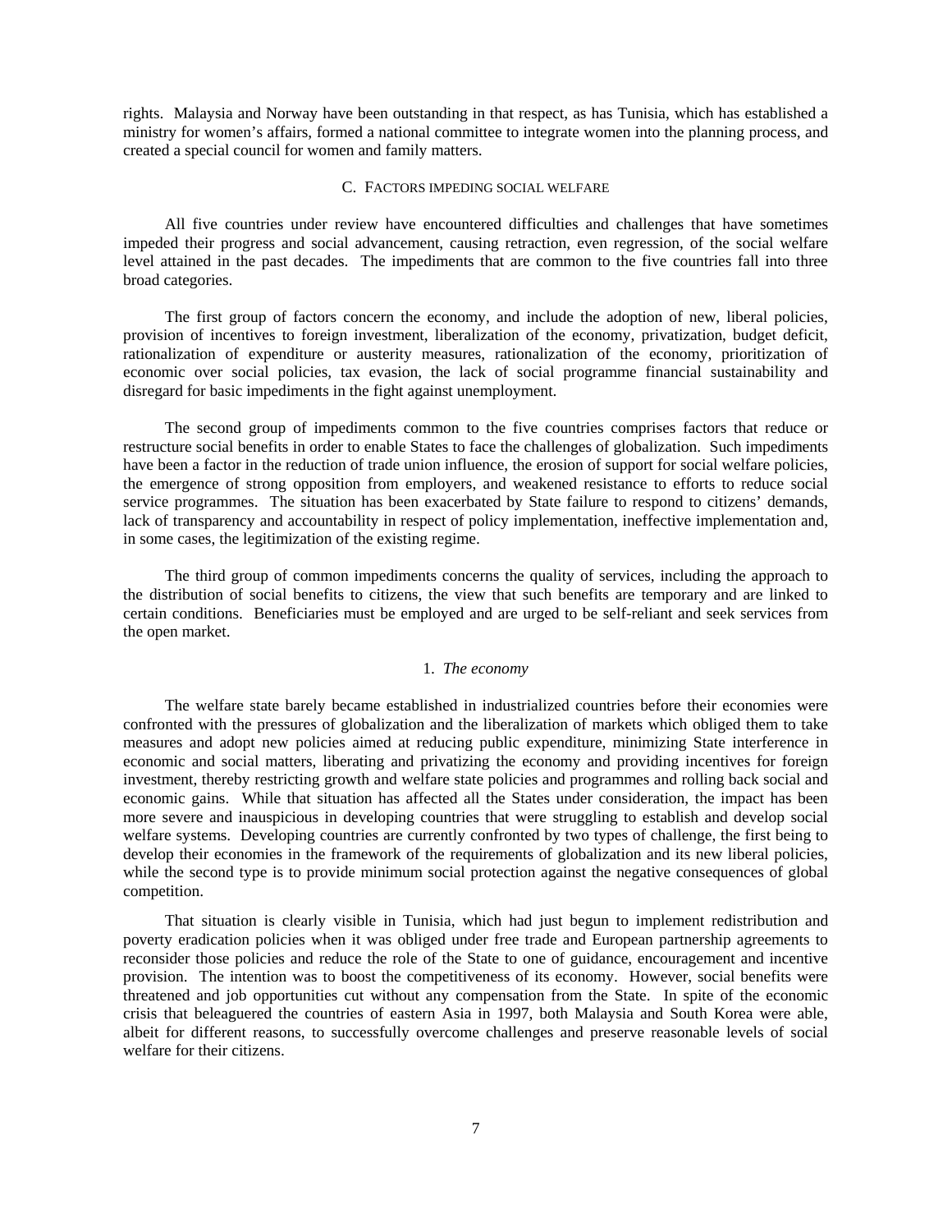rights. Malaysia and Norway have been outstanding in that respect, as has Tunisia, which has established a ministry for women's affairs, formed a national committee to integrate women into the planning process, and created a special council for women and family matters.

## C. FACTORS IMPEDING SOCIAL WELFARE

All five countries under review have encountered difficulties and challenges that have sometimes impeded their progress and social advancement, causing retraction, even regression, of the social welfare level attained in the past decades. The impediments that are common to the five countries fall into three broad categories.

The first group of factors concern the economy, and include the adoption of new, liberal policies, provision of incentives to foreign investment, liberalization of the economy, privatization, budget deficit, rationalization of expenditure or austerity measures, rationalization of the economy, prioritization of economic over social policies, tax evasion, the lack of social programme financial sustainability and disregard for basic impediments in the fight against unemployment.

The second group of impediments common to the five countries comprises factors that reduce or restructure social benefits in order to enable States to face the challenges of globalization. Such impediments have been a factor in the reduction of trade union influence, the erosion of support for social welfare policies, the emergence of strong opposition from employers, and weakened resistance to efforts to reduce social service programmes. The situation has been exacerbated by State failure to respond to citizens' demands, lack of transparency and accountability in respect of policy implementation, ineffective implementation and, in some cases, the legitimization of the existing regime.

The third group of common impediments concerns the quality of services, including the approach to the distribution of social benefits to citizens, the view that such benefits are temporary and are linked to certain conditions. Beneficiaries must be employed and are urged to be self-reliant and seek services from the open market.

### 1. *The economy*

The welfare state barely became established in industrialized countries before their economies were confronted with the pressures of globalization and the liberalization of markets which obliged them to take measures and adopt new policies aimed at reducing public expenditure, minimizing State interference in economic and social matters, liberating and privatizing the economy and providing incentives for foreign investment, thereby restricting growth and welfare state policies and programmes and rolling back social and economic gains. While that situation has affected all the States under consideration, the impact has been more severe and inauspicious in developing countries that were struggling to establish and develop social welfare systems. Developing countries are currently confronted by two types of challenge, the first being to develop their economies in the framework of the requirements of globalization and its new liberal policies, while the second type is to provide minimum social protection against the negative consequences of global competition.

That situation is clearly visible in Tunisia, which had just begun to implement redistribution and poverty eradication policies when it was obliged under free trade and European partnership agreements to reconsider those policies and reduce the role of the State to one of guidance, encouragement and incentive provision. The intention was to boost the competitiveness of its economy. However, social benefits were threatened and job opportunities cut without any compensation from the State. In spite of the economic crisis that beleaguered the countries of eastern Asia in 1997, both Malaysia and South Korea were able, albeit for different reasons, to successfully overcome challenges and preserve reasonable levels of social welfare for their citizens.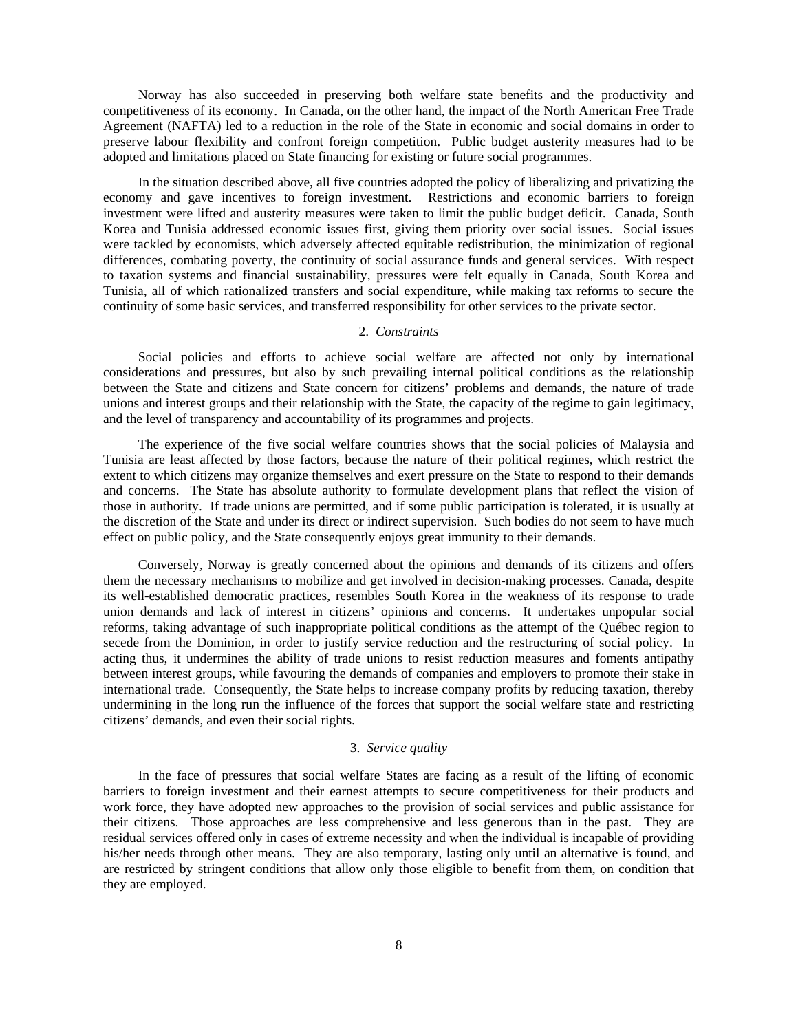Norway has also succeeded in preserving both welfare state benefits and the productivity and competitiveness of its economy. In Canada, on the other hand, the impact of the North American Free Trade Agreement (NAFTA) led to a reduction in the role of the State in economic and social domains in order to preserve labour flexibility and confront foreign competition. Public budget austerity measures had to be adopted and limitations placed on State financing for existing or future social programmes.

In the situation described above, all five countries adopted the policy of liberalizing and privatizing the economy and gave incentives to foreign investment. Restrictions and economic barriers to foreign investment were lifted and austerity measures were taken to limit the public budget deficit. Canada, South Korea and Tunisia addressed economic issues first, giving them priority over social issues. Social issues were tackled by economists, which adversely affected equitable redistribution, the minimization of regional differences, combating poverty, the continuity of social assurance funds and general services. With respect to taxation systems and financial sustainability, pressures were felt equally in Canada, South Korea and Tunisia, all of which rationalized transfers and social expenditure, while making tax reforms to secure the continuity of some basic services, and transferred responsibility for other services to the private sector.

### 2. *Constraints*

Social policies and efforts to achieve social welfare are affected not only by international considerations and pressures, but also by such prevailing internal political conditions as the relationship between the State and citizens and State concern for citizens' problems and demands, the nature of trade unions and interest groups and their relationship with the State, the capacity of the regime to gain legitimacy, and the level of transparency and accountability of its programmes and projects.

The experience of the five social welfare countries shows that the social policies of Malaysia and Tunisia are least affected by those factors, because the nature of their political regimes, which restrict the extent to which citizens may organize themselves and exert pressure on the State to respond to their demands and concerns. The State has absolute authority to formulate development plans that reflect the vision of those in authority. If trade unions are permitted, and if some public participation is tolerated, it is usually at the discretion of the State and under its direct or indirect supervision. Such bodies do not seem to have much effect on public policy, and the State consequently enjoys great immunity to their demands.

Conversely, Norway is greatly concerned about the opinions and demands of its citizens and offers them the necessary mechanisms to mobilize and get involved in decision-making processes. Canada, despite its well-established democratic practices, resembles South Korea in the weakness of its response to trade union demands and lack of interest in citizens' opinions and concerns. It undertakes unpopular social reforms, taking advantage of such inappropriate political conditions as the attempt of the Québec region to secede from the Dominion, in order to justify service reduction and the restructuring of social policy. In acting thus, it undermines the ability of trade unions to resist reduction measures and foments antipathy between interest groups, while favouring the demands of companies and employers to promote their stake in international trade. Consequently, the State helps to increase company profits by reducing taxation, thereby undermining in the long run the influence of the forces that support the social welfare state and restricting citizens' demands, and even their social rights.

### 3. *Service quality*

In the face of pressures that social welfare States are facing as a result of the lifting of economic barriers to foreign investment and their earnest attempts to secure competitiveness for their products and work force, they have adopted new approaches to the provision of social services and public assistance for their citizens. Those approaches are less comprehensive and less generous than in the past. They are residual services offered only in cases of extreme necessity and when the individual is incapable of providing his/her needs through other means. They are also temporary, lasting only until an alternative is found, and are restricted by stringent conditions that allow only those eligible to benefit from them, on condition that they are employed.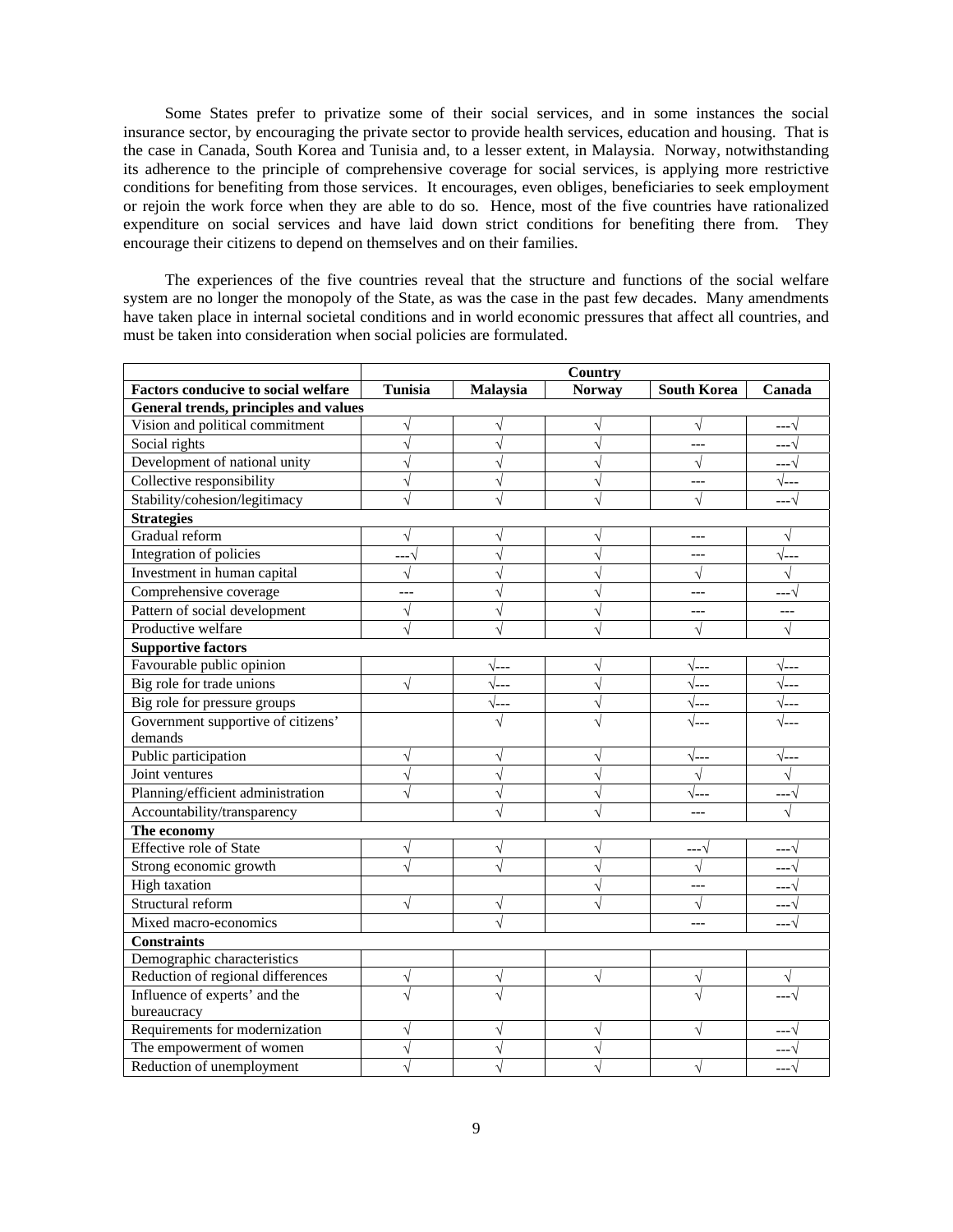Some States prefer to privatize some of their social services, and in some instances the social insurance sector, by encouraging the private sector to provide health services, education and housing. That is the case in Canada, South Korea and Tunisia and, to a lesser extent, in Malaysia. Norway, notwithstanding its adherence to the principle of comprehensive coverage for social services, is applying more restrictive conditions for benefiting from those services. It encourages, even obliges, beneficiaries to seek employment or rejoin the work force when they are able to do so. Hence, most of the five countries have rationalized expenditure on social services and have laid down strict conditions for benefiting there from. They encourage their citizens to depend on themselves and on their families.

The experiences of the five countries reveal that the structure and functions of the social welfare system are no longer the monopoly of the State, as was the case in the past few decades. Many amendments have taken place in internal societal conditions and in world economic pressures that affect all countries, and must be taken into consideration when social policies are formulated.

| | Country | | | | |
|---|---|---|---|---|---|
| **Factors conducive to social welfare** | **Tunisia** | **Malaysia** | **Norway** | **South Korea** | **Canada** |
| **General trends, principles and values** | | | | | |
| Vision and political commitment | √ | √ | √ | √ | ---√ |
| Social rights | √ | √ | √ | --- | ---√ |
| Development of national unity | √ | √ | √ | √ | ---√ |
| Collective responsibility | √ | √ | √ | --- | √--- |
| Stability/cohesion/legitimacy | √ | √ | √ | √ | ---√ |
| **Strategies** | | | | | |
| Gradual reform | √ | √ | √ | --- | √ |
| Integration of policies | ---√ | √ | √ | --- | √--- |
| Investment in human capital | √ | √ | √ | √ | √ |
| Comprehensive coverage | --- | √ | √ | --- | ---√ |
| Pattern of social development | √ | √ | √ | --- | --- |
| Productive welfare | √ | √ | √ | √ | √ |
| **Supportive factors** | | | | | |
| Favourable public opinion | | √--- | √ | √--- | √--- |
| Big role for trade unions | √ | √--- | √ | √--- | √--- |
| Big role for pressure groups | | √--- | √ | √--- | √--- |
| Government supportive of citizens' demands | | √ | √ | √--- | √--- |
| Public participation | √ | √ | √ | √--- | √--- |
| Joint ventures | √ | √ | √ | √ | √ |
| Planning/efficient administration | √ | √ | √ | √--- | ---√ |
| Accountability/transparency | | √ | √ | --- | √ |
| **The economy** | | | | | |
| Effective role of State | √ | √ | √ | ---√ | ---√ |
| Strong economic growth | √ | √ | √ | √ | ---√ |
| High taxation | | | √ | --- | ---√ |
| Structural reform | √ | √ | √ | √ | ---√ |
| Mixed macro-economics | | √ | | --- | ---√ |
| **Constraints** | | | | | |
| Demographic characteristics | | | | | |
| Reduction of regional differences | √ | √ | √ | √ | √ |
| Influence of experts' and the bureaucracy | √ | √ | | √ | ---√ |
| Requirements for modernization | √ | √ | √ | √ | ---√ |
| The empowerment of women | √ | √ | √ | | ---√ |
| Reduction of unemployment | √ | √ | √ | √ | ---√ |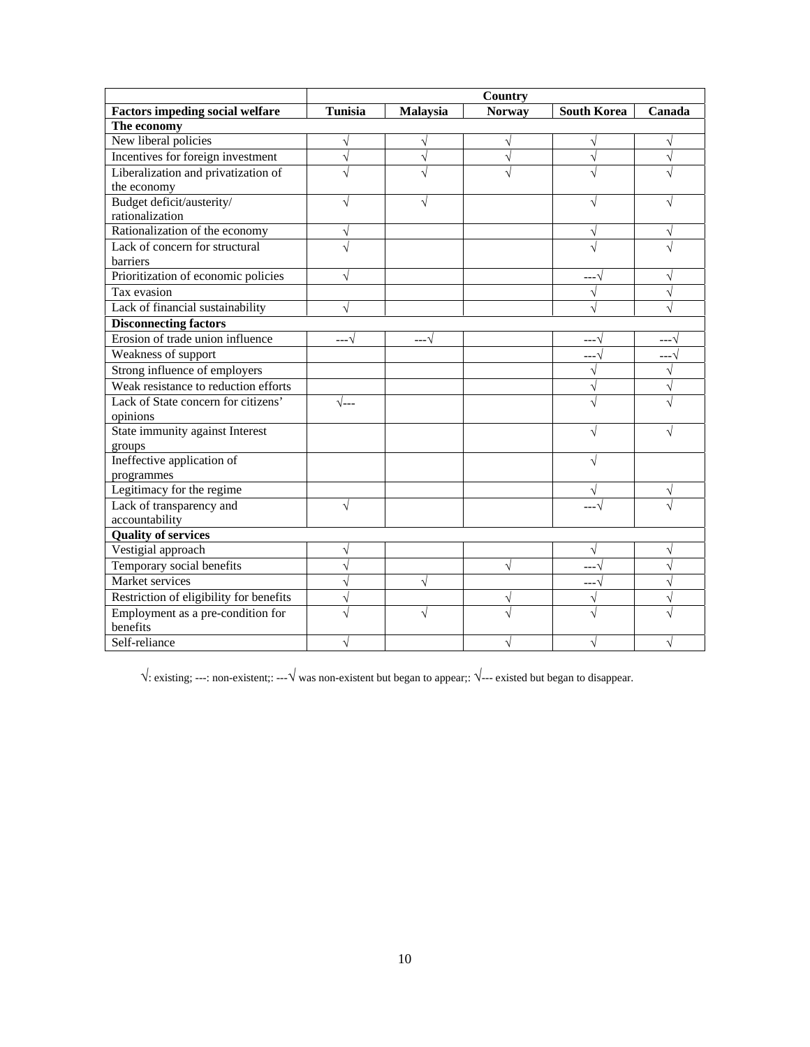| | Country | | | | |
|---|---|---|---|---|---|
| **Factors impeding social welfare** | **Tunisia** | **Malaysia** | **Norway** | **South Korea** | **Canada** |
| **The economy** | | | | | |
| New liberal policies | √ | √ | √ | √ | √ |
| Incentives for foreign investment | √ | √ | √ | √ | √ |
| Liberalization and privatization of the economy | √ | √ | √ | √ | √ |
| Budget deficit/austerity/ rationalization | √ | √ | | √ | √ |
| Rationalization of the economy | √ | | | √ | √ |
| Lack of concern for structural barriers | √ | | | √ | √ |
| Prioritization of economic policies | √ | | | ---√ | √ |
| Tax evasion | | | | √ | √ |
| Lack of financial sustainability | √ | | | √ | √ |
| **Disconnecting factors** | | | | | |
| Erosion of trade union influence | ---√ | ---√ | | ---√ | ---√ |
| Weakness of support | | | | ---√ | ---√ |
| Strong influence of employers | | | | √ | √ |
| Weak resistance to reduction efforts | | | | √ | √ |
| Lack of State concern for citizens' opinions | √--- | | | √ | √ |
| State immunity against Interest groups | | | | √ | √ |
| Ineffective application of programmes | | | | √ | |
| Legitimacy for the regime | | | | √ | √ |
| Lack of transparency and accountability | √ | | | ---√ | √ |
| **Quality of services** | | | | | |
| Vestigial approach | √ | | | √ | √ |
| Temporary social benefits | √ | | √ | ---√ | √ |
| Market services | √ | √ | | ---√ | √ |
| Restriction of eligibility for benefits | √ | | √ | √ | √ |
| Employment as a pre-condition for benefits | √ | √ | √ | √ | √ |
| Self-reliance | √ | | √ | √ | √ |

√: existing; ---: non-existent;: ---√ was non-existent but began to appear;: √--- existed but began to disappear.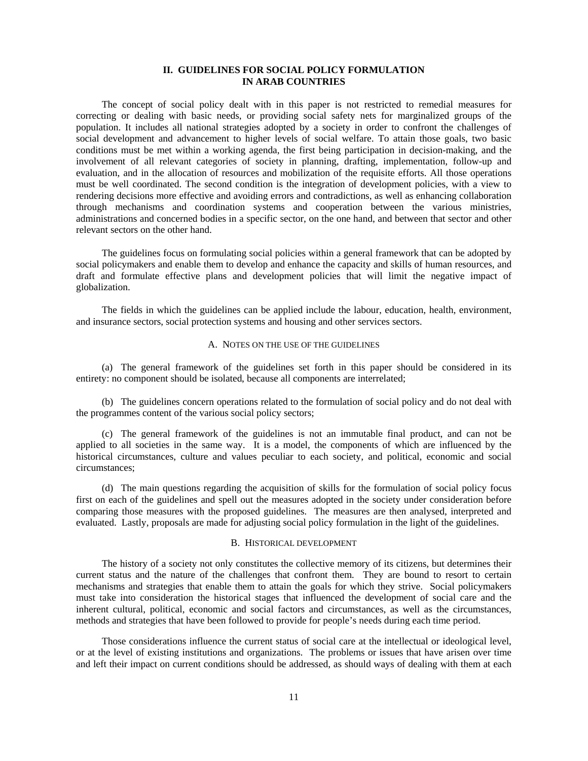## II. GUIDELINES FOR SOCIAL POLICY FORMULATION IN ARAB COUNTRIES

The concept of social policy dealt with in this paper is not restricted to remedial measures for correcting or dealing with basic needs, or providing social safety nets for marginalized groups of the population. It includes all national strategies adopted by a society in order to confront the challenges of social development and advancement to higher levels of social welfare. To attain those goals, two basic conditions must be met within a working agenda, the first being participation in decision-making, and the involvement of all relevant categories of society in planning, drafting, implementation, follow-up and evaluation, and in the allocation of resources and mobilization of the requisite efforts. All those operations must be well coordinated. The second condition is the integration of development policies, with a view to rendering decisions more effective and avoiding errors and contradictions, as well as enhancing collaboration through mechanisms and coordination systems and cooperation between the various ministries, administrations and concerned bodies in a specific sector, on the one hand, and between that sector and other relevant sectors on the other hand.

The guidelines focus on formulating social policies within a general framework that can be adopted by social policymakers and enable them to develop and enhance the capacity and skills of human resources, and draft and formulate effective plans and development policies that will limit the negative impact of globalization.

The fields in which the guidelines can be applied include the labour, education, health, environment, and insurance sectors, social protection systems and housing and other services sectors.

### A. Notes on the use of the guidelines

(a) The general framework of the guidelines set forth in this paper should be considered in its entirety: no component should be isolated, because all components are interrelated;

(b) The guidelines concern operations related to the formulation of social policy and do not deal with the programmes content of the various social policy sectors;

(c) The general framework of the guidelines is not an immutable final product, and can not be applied to all societies in the same way. It is a model, the components of which are influenced by the historical circumstances, culture and values peculiar to each society, and political, economic and social circumstances;

(d) The main questions regarding the acquisition of skills for the formulation of social policy focus first on each of the guidelines and spell out the measures adopted in the society under consideration before comparing those measures with the proposed guidelines. The measures are then analysed, interpreted and evaluated. Lastly, proposals are made for adjusting social policy formulation in the light of the guidelines.

### B. Historical development

The history of a society not only constitutes the collective memory of its citizens, but determines their current status and the nature of the challenges that confront them. They are bound to resort to certain mechanisms and strategies that enable them to attain the goals for which they strive. Social policymakers must take into consideration the historical stages that influenced the development of social care and the inherent cultural, political, economic and social factors and circumstances, as well as the circumstances, methods and strategies that have been followed to provide for people's needs during each time period.

Those considerations influence the current status of social care at the intellectual or ideological level, or at the level of existing institutions and organizations. The problems or issues that have arisen over time and left their impact on current conditions should be addressed, as should ways of dealing with them at each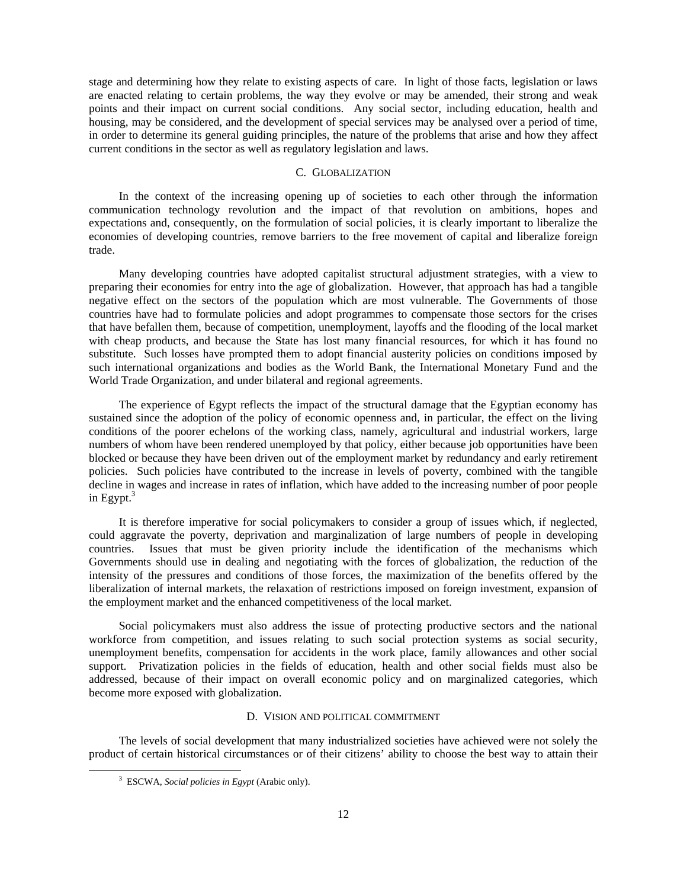stage and determining how they relate to existing aspects of care. In light of those facts, legislation or laws are enacted relating to certain problems, the way they evolve or may be amended, their strong and weak points and their impact on current social conditions. Any social sector, including education, health and housing, may be considered, and the development of special services may be analysed over a period of time, in order to determine its general guiding principles, the nature of the problems that arise and how they affect current conditions in the sector as well as regulatory legislation and laws.

### C. GLOBALIZATION

In the context of the increasing opening up of societies to each other through the information communication technology revolution and the impact of that revolution on ambitions, hopes and expectations and, consequently, on the formulation of social policies, it is clearly important to liberalize the economies of developing countries, remove barriers to the free movement of capital and liberalize foreign trade.

Many developing countries have adopted capitalist structural adjustment strategies, with a view to preparing their economies for entry into the age of globalization. However, that approach has had a tangible negative effect on the sectors of the population which are most vulnerable. The Governments of those countries have had to formulate policies and adopt programmes to compensate those sectors for the crises that have befallen them, because of competition, unemployment, layoffs and the flooding of the local market with cheap products, and because the State has lost many financial resources, for which it has found no substitute. Such losses have prompted them to adopt financial austerity policies on conditions imposed by such international organizations and bodies as the World Bank, the International Monetary Fund and the World Trade Organization, and under bilateral and regional agreements.

The experience of Egypt reflects the impact of the structural damage that the Egyptian economy has sustained since the adoption of the policy of economic openness and, in particular, the effect on the living conditions of the poorer echelons of the working class, namely, agricultural and industrial workers, large numbers of whom have been rendered unemployed by that policy, either because job opportunities have been blocked or because they have been driven out of the employment market by redundancy and early retirement policies. Such policies have contributed to the increase in levels of poverty, combined with the tangible decline in wages and increase in rates of inflation, which have added to the increasing number of poor people in Egypt.[3]

It is therefore imperative for social policymakers to consider a group of issues which, if neglected, could aggravate the poverty, deprivation and marginalization of large numbers of people in developing countries. Issues that must be given priority include the identification of the mechanisms which Governments should use in dealing and negotiating with the forces of globalization, the reduction of the intensity of the pressures and conditions of those forces, the maximization of the benefits offered by the liberalization of internal markets, the relaxation of restrictions imposed on foreign investment, expansion of the employment market and the enhanced competitiveness of the local market.

Social policymakers must also address the issue of protecting productive sectors and the national workforce from competition, and issues relating to such social protection systems as social security, unemployment benefits, compensation for accidents in the work place, family allowances and other social support. Privatization policies in the fields of education, health and other social fields must also be addressed, because of their impact on overall economic policy and on marginalized categories, which become more exposed with globalization.

### D. VISION AND POLITICAL COMMITMENT

The levels of social development that many industrialized societies have achieved were not solely the product of certain historical circumstances or of their citizens' ability to choose the best way to attain their

[3] ESCWA, *Social policies in Egypt* (Arabic only).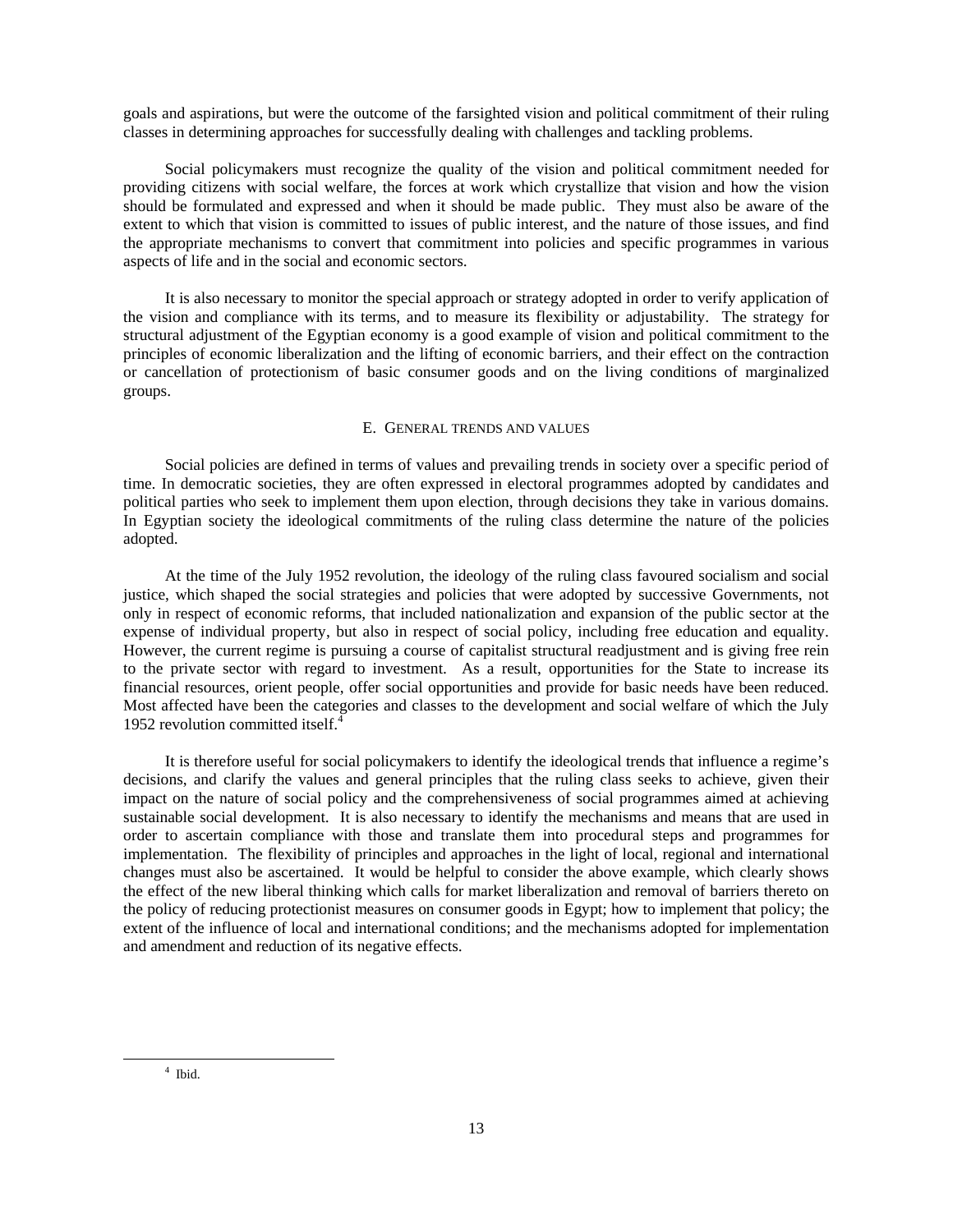goals and aspirations, but were the outcome of the farsighted vision and political commitment of their ruling classes in determining approaches for successfully dealing with challenges and tackling problems.

Social policymakers must recognize the quality of the vision and political commitment needed for providing citizens with social welfare, the forces at work which crystallize that vision and how the vision should be formulated and expressed and when it should be made public. They must also be aware of the extent to which that vision is committed to issues of public interest, and the nature of those issues, and find the appropriate mechanisms to convert that commitment into policies and specific programmes in various aspects of life and in the social and economic sectors.

It is also necessary to monitor the special approach or strategy adopted in order to verify application of the vision and compliance with its terms, and to measure its flexibility or adjustability. The strategy for structural adjustment of the Egyptian economy is a good example of vision and political commitment to the principles of economic liberalization and the lifting of economic barriers, and their effect on the contraction or cancellation of protectionism of basic consumer goods and on the living conditions of marginalized groups.

### E. General trends and values

Social policies are defined in terms of values and prevailing trends in society over a specific period of time. In democratic societies, they are often expressed in electoral programmes adopted by candidates and political parties who seek to implement them upon election, through decisions they take in various domains. In Egyptian society the ideological commitments of the ruling class determine the nature of the policies adopted.

At the time of the July 1952 revolution, the ideology of the ruling class favoured socialism and social justice, which shaped the social strategies and policies that were adopted by successive Governments, not only in respect of economic reforms, that included nationalization and expansion of the public sector at the expense of individual property, but also in respect of social policy, including free education and equality. However, the current regime is pursuing a course of capitalist structural readjustment and is giving free rein to the private sector with regard to investment. As a result, opportunities for the State to increase its financial resources, orient people, offer social opportunities and provide for basic needs have been reduced. Most affected have been the categories and classes to the development and social welfare of which the July 1952 revolution committed itself.[4]

It is therefore useful for social policymakers to identify the ideological trends that influence a regime's decisions, and clarify the values and general principles that the ruling class seeks to achieve, given their impact on the nature of social policy and the comprehensiveness of social programmes aimed at achieving sustainable social development. It is also necessary to identify the mechanisms and means that are used in order to ascertain compliance with those and translate them into procedural steps and programmes for implementation. The flexibility of principles and approaches in the light of local, regional and international changes must also be ascertained. It would be helpful to consider the above example, which clearly shows the effect of the new liberal thinking which calls for market liberalization and removal of barriers thereto on the policy of reducing protectionist measures on consumer goods in Egypt; how to implement that policy; the extent of the influence of local and international conditions; and the mechanisms adopted for implementation and amendment and reduction of its negative effects.

---

[4] Ibid.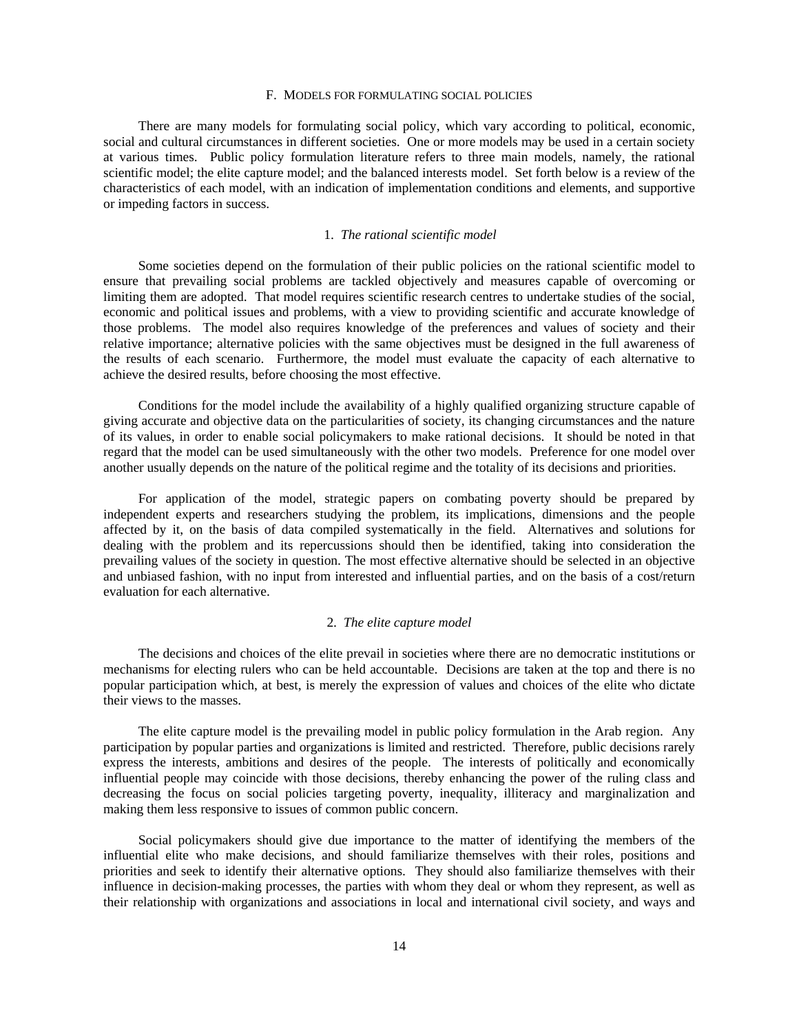## F. MODELS FOR FORMULATING SOCIAL POLICIES

There are many models for formulating social policy, which vary according to political, economic, social and cultural circumstances in different societies. One or more models may be used in a certain society at various times. Public policy formulation literature refers to three main models, namely, the rational scientific model; the elite capture model; and the balanced interests model. Set forth below is a review of the characteristics of each model, with an indication of implementation conditions and elements, and supportive or impeding factors in success.

### 1. *The rational scientific model*

Some societies depend on the formulation of their public policies on the rational scientific model to ensure that prevailing social problems are tackled objectively and measures capable of overcoming or limiting them are adopted. That model requires scientific research centres to undertake studies of the social, economic and political issues and problems, with a view to providing scientific and accurate knowledge of those problems. The model also requires knowledge of the preferences and values of society and their relative importance; alternative policies with the same objectives must be designed in the full awareness of the results of each scenario. Furthermore, the model must evaluate the capacity of each alternative to achieve the desired results, before choosing the most effective.

Conditions for the model include the availability of a highly qualified organizing structure capable of giving accurate and objective data on the particularities of society, its changing circumstances and the nature of its values, in order to enable social policymakers to make rational decisions. It should be noted in that regard that the model can be used simultaneously with the other two models. Preference for one model over another usually depends on the nature of the political regime and the totality of its decisions and priorities.

For application of the model, strategic papers on combating poverty should be prepared by independent experts and researchers studying the problem, its implications, dimensions and the people affected by it, on the basis of data compiled systematically in the field. Alternatives and solutions for dealing with the problem and its repercussions should then be identified, taking into consideration the prevailing values of the society in question. The most effective alternative should be selected in an objective and unbiased fashion, with no input from interested and influential parties, and on the basis of a cost/return evaluation for each alternative.

### 2. *The elite capture model*

The decisions and choices of the elite prevail in societies where there are no democratic institutions or mechanisms for electing rulers who can be held accountable. Decisions are taken at the top and there is no popular participation which, at best, is merely the expression of values and choices of the elite who dictate their views to the masses.

The elite capture model is the prevailing model in public policy formulation in the Arab region. Any participation by popular parties and organizations is limited and restricted. Therefore, public decisions rarely express the interests, ambitions and desires of the people. The interests of politically and economically influential people may coincide with those decisions, thereby enhancing the power of the ruling class and decreasing the focus on social policies targeting poverty, inequality, illiteracy and marginalization and making them less responsive to issues of common public concern.

Social policymakers should give due importance to the matter of identifying the members of the influential elite who make decisions, and should familiarize themselves with their roles, positions and priorities and seek to identify their alternative options. They should also familiarize themselves with their influence in decision-making processes, the parties with whom they deal or whom they represent, as well as their relationship with organizations and associations in local and international civil society, and ways and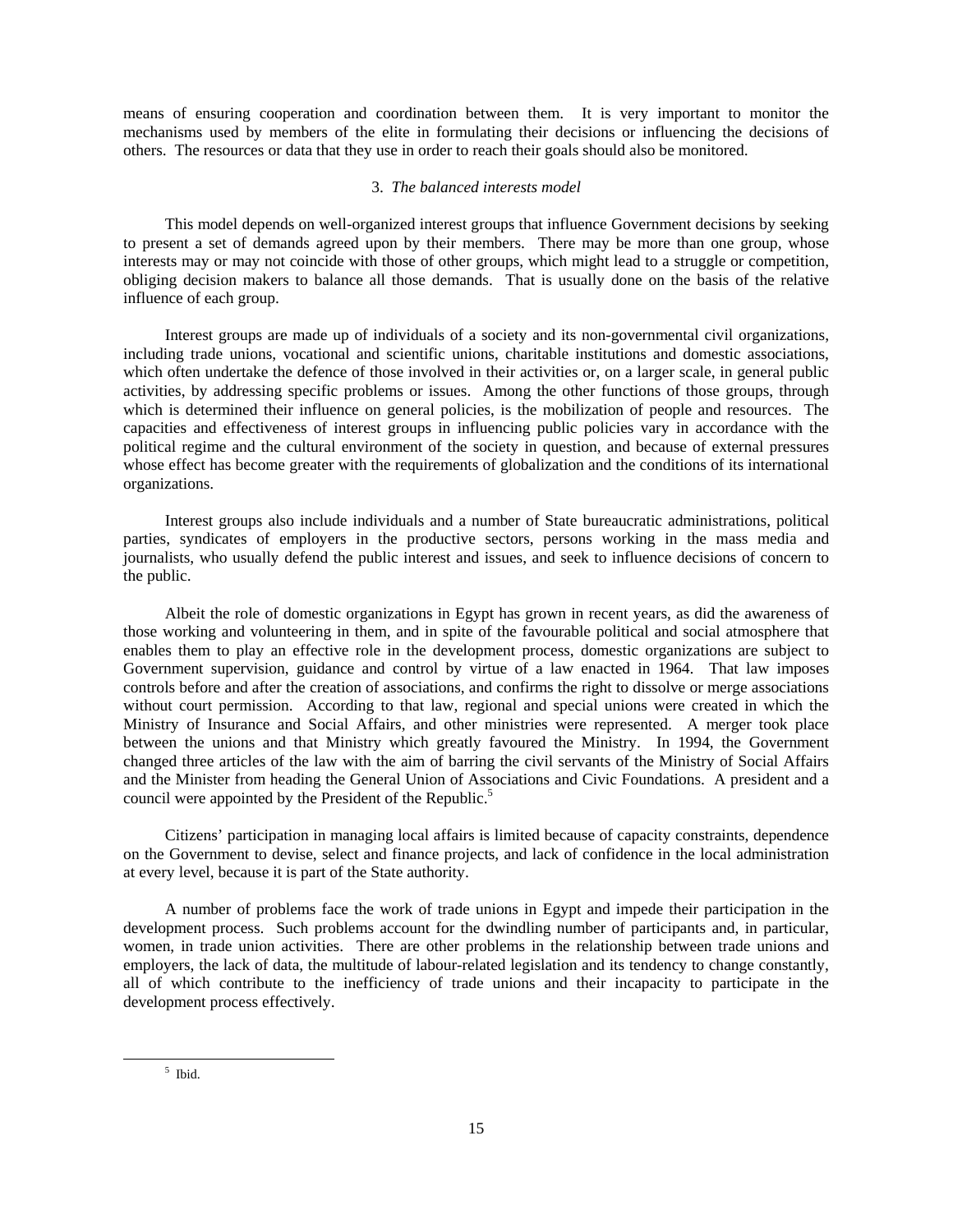means of ensuring cooperation and coordination between them. It is very important to monitor the mechanisms used by members of the elite in formulating their decisions or influencing the decisions of others. The resources or data that they use in order to reach their goals should also be monitored.

### 3. *The balanced interests model*

This model depends on well-organized interest groups that influence Government decisions by seeking to present a set of demands agreed upon by their members. There may be more than one group, whose interests may or may not coincide with those of other groups, which might lead to a struggle or competition, obliging decision makers to balance all those demands. That is usually done on the basis of the relative influence of each group.

Interest groups are made up of individuals of a society and its non-governmental civil organizations, including trade unions, vocational and scientific unions, charitable institutions and domestic associations, which often undertake the defence of those involved in their activities or, on a larger scale, in general public activities, by addressing specific problems or issues. Among the other functions of those groups, through which is determined their influence on general policies, is the mobilization of people and resources. The capacities and effectiveness of interest groups in influencing public policies vary in accordance with the political regime and the cultural environment of the society in question, and because of external pressures whose effect has become greater with the requirements of globalization and the conditions of its international organizations.

Interest groups also include individuals and a number of State bureaucratic administrations, political parties, syndicates of employers in the productive sectors, persons working in the mass media and journalists, who usually defend the public interest and issues, and seek to influence decisions of concern to the public.

Albeit the role of domestic organizations in Egypt has grown in recent years, as did the awareness of those working and volunteering in them, and in spite of the favourable political and social atmosphere that enables them to play an effective role in the development process, domestic organizations are subject to Government supervision, guidance and control by virtue of a law enacted in 1964. That law imposes controls before and after the creation of associations, and confirms the right to dissolve or merge associations without court permission. According to that law, regional and special unions were created in which the Ministry of Insurance and Social Affairs, and other ministries were represented. A merger took place between the unions and that Ministry which greatly favoured the Ministry. In 1994, the Government changed three articles of the law with the aim of barring the civil servants of the Ministry of Social Affairs and the Minister from heading the General Union of Associations and Civic Foundations. A president and a council were appointed by the President of the Republic.[5]

Citizens' participation in managing local affairs is limited because of capacity constraints, dependence on the Government to devise, select and finance projects, and lack of confidence in the local administration at every level, because it is part of the State authority.

A number of problems face the work of trade unions in Egypt and impede their participation in the development process. Such problems account for the dwindling number of participants and, in particular, women, in trade union activities. There are other problems in the relationship between trade unions and employers, the lack of data, the multitude of labour-related legislation and its tendency to change constantly, all of which contribute to the inefficiency of trade unions and their incapacity to participate in the development process effectively.

---

[5] Ibid.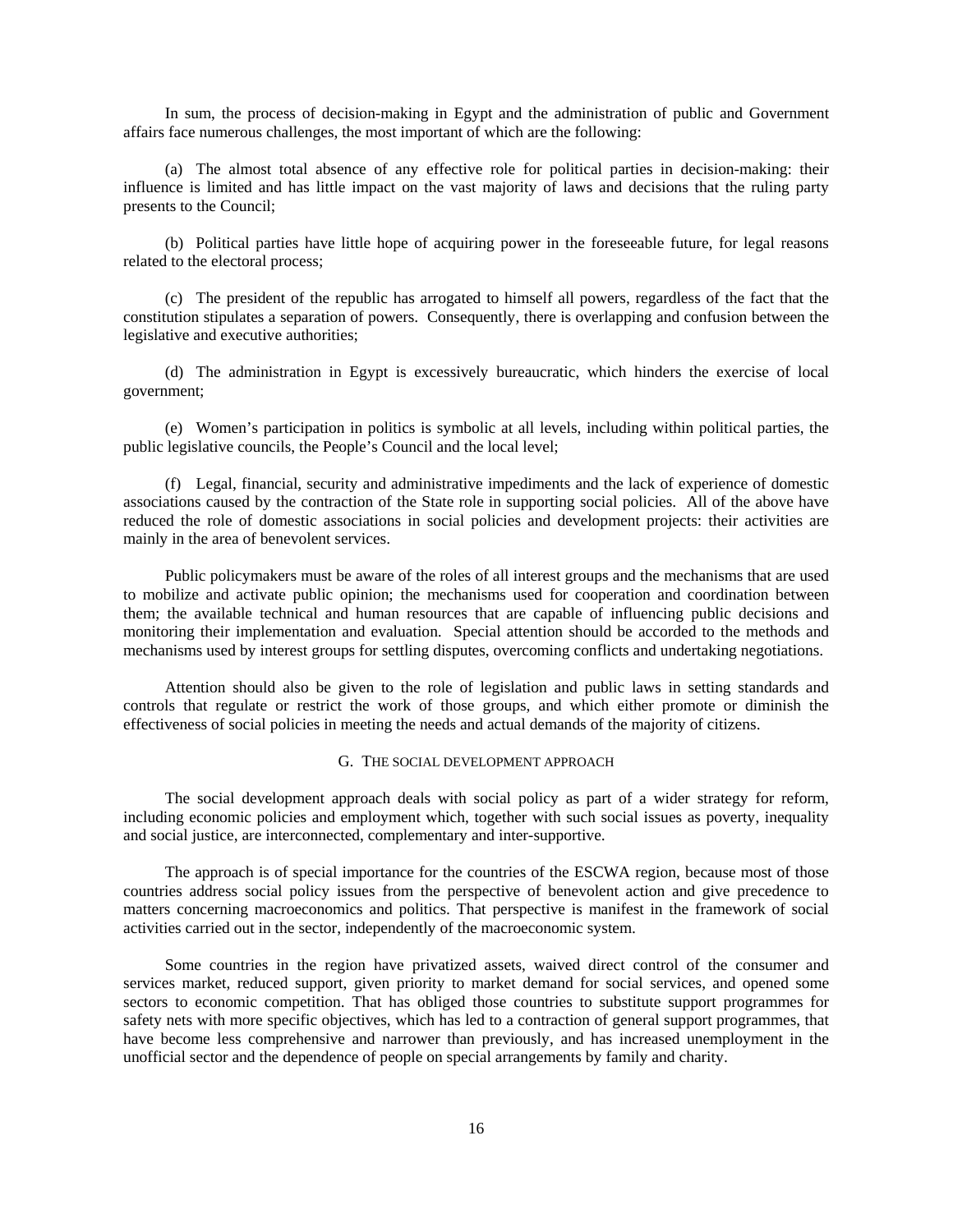In sum, the process of decision-making in Egypt and the administration of public and Government affairs face numerous challenges, the most important of which are the following:

(a) The almost total absence of any effective role for political parties in decision-making: their influence is limited and has little impact on the vast majority of laws and decisions that the ruling party presents to the Council;

(b) Political parties have little hope of acquiring power in the foreseeable future, for legal reasons related to the electoral process;

(c) The president of the republic has arrogated to himself all powers, regardless of the fact that the constitution stipulates a separation of powers. Consequently, there is overlapping and confusion between the legislative and executive authorities;

(d) The administration in Egypt is excessively bureaucratic, which hinders the exercise of local government;

(e) Women's participation in politics is symbolic at all levels, including within political parties, the public legislative councils, the People's Council and the local level;

(f) Legal, financial, security and administrative impediments and the lack of experience of domestic associations caused by the contraction of the State role in supporting social policies. All of the above have reduced the role of domestic associations in social policies and development projects: their activities are mainly in the area of benevolent services.

Public policymakers must be aware of the roles of all interest groups and the mechanisms that are used to mobilize and activate public opinion; the mechanisms used for cooperation and coordination between them; the available technical and human resources that are capable of influencing public decisions and monitoring their implementation and evaluation. Special attention should be accorded to the methods and mechanisms used by interest groups for settling disputes, overcoming conflicts and undertaking negotiations.

Attention should also be given to the role of legislation and public laws in setting standards and controls that regulate or restrict the work of those groups, and which either promote or diminish the effectiveness of social policies in meeting the needs and actual demands of the majority of citizens.

## G. THE SOCIAL DEVELOPMENT APPROACH

The social development approach deals with social policy as part of a wider strategy for reform, including economic policies and employment which, together with such social issues as poverty, inequality and social justice, are interconnected, complementary and inter-supportive.

The approach is of special importance for the countries of the ESCWA region, because most of those countries address social policy issues from the perspective of benevolent action and give precedence to matters concerning macroeconomics and politics. That perspective is manifest in the framework of social activities carried out in the sector, independently of the macroeconomic system.

Some countries in the region have privatized assets, waived direct control of the consumer and services market, reduced support, given priority to market demand for social services, and opened some sectors to economic competition. That has obliged those countries to substitute support programmes for safety nets with more specific objectives, which has led to a contraction of general support programmes, that have become less comprehensive and narrower than previously, and has increased unemployment in the unofficial sector and the dependence of people on special arrangements by family and charity.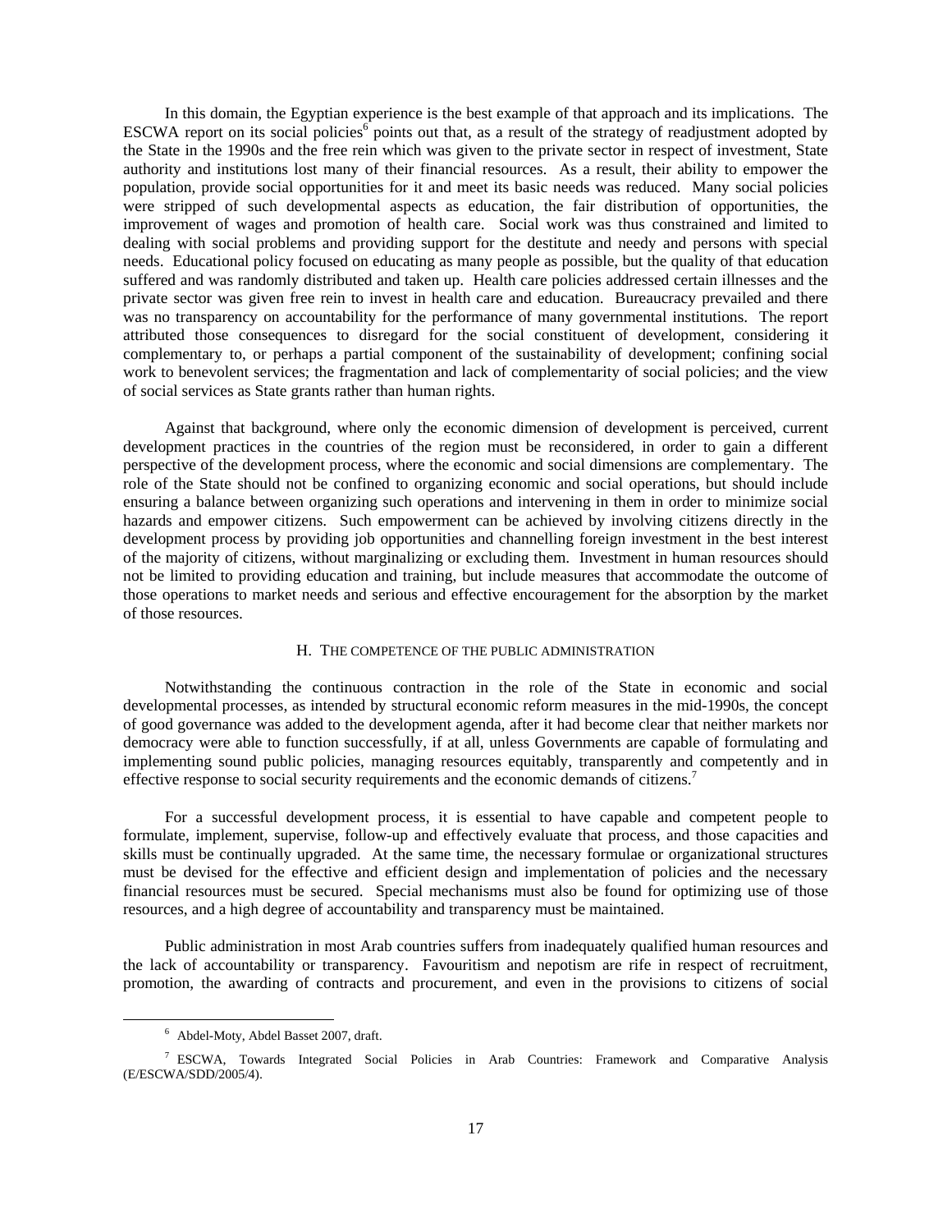In this domain, the Egyptian experience is the best example of that approach and its implications. The ESCWA report on its social policies[6] points out that, as a result of the strategy of readjustment adopted by the State in the 1990s and the free rein which was given to the private sector in respect of investment, State authority and institutions lost many of their financial resources. As a result, their ability to empower the population, provide social opportunities for it and meet its basic needs was reduced. Many social policies were stripped of such developmental aspects as education, the fair distribution of opportunities, the improvement of wages and promotion of health care. Social work was thus constrained and limited to dealing with social problems and providing support for the destitute and needy and persons with special needs. Educational policy focused on educating as many people as possible, but the quality of that education suffered and was randomly distributed and taken up. Health care policies addressed certain illnesses and the private sector was given free rein to invest in health care and education. Bureaucracy prevailed and there was no transparency on accountability for the performance of many governmental institutions. The report attributed those consequences to disregard for the social constituent of development, considering it complementary to, or perhaps a partial component of the sustainability of development; confining social work to benevolent services; the fragmentation and lack of complementarity of social policies; and the view of social services as State grants rather than human rights.

Against that background, where only the economic dimension of development is perceived, current development practices in the countries of the region must be reconsidered, in order to gain a different perspective of the development process, where the economic and social dimensions are complementary. The role of the State should not be confined to organizing economic and social operations, but should include ensuring a balance between organizing such operations and intervening in them in order to minimize social hazards and empower citizens. Such empowerment can be achieved by involving citizens directly in the development process by providing job opportunities and channelling foreign investment in the best interest of the majority of citizens, without marginalizing or excluding them. Investment in human resources should not be limited to providing education and training, but include measures that accommodate the outcome of those operations to market needs and serious and effective encouragement for the absorption by the market of those resources.

## H. THE COMPETENCE OF THE PUBLIC ADMINISTRATION

Notwithstanding the continuous contraction in the role of the State in economic and social developmental processes, as intended by structural economic reform measures in the mid-1990s, the concept of good governance was added to the development agenda, after it had become clear that neither markets nor democracy were able to function successfully, if at all, unless Governments are capable of formulating and implementing sound public policies, managing resources equitably, transparently and competently and in effective response to social security requirements and the economic demands of citizens.[7]

For a successful development process, it is essential to have capable and competent people to formulate, implement, supervise, follow-up and effectively evaluate that process, and those capacities and skills must be continually upgraded. At the same time, the necessary formulae or organizational structures must be devised for the effective and efficient design and implementation of policies and the necessary financial resources must be secured. Special mechanisms must also be found for optimizing use of those resources, and a high degree of accountability and transparency must be maintained.

Public administration in most Arab countries suffers from inadequately qualified human resources and the lack of accountability or transparency. Favouritism and nepotism are rife in respect of recruitment, promotion, the awarding of contracts and procurement, and even in the provisions to citizens of social

[6] Abdel-Moty, Abdel Basset 2007, draft.

[7] ESCWA, Towards Integrated Social Policies in Arab Countries: Framework and Comparative Analysis (E/ESCWA/SDD/2005/4).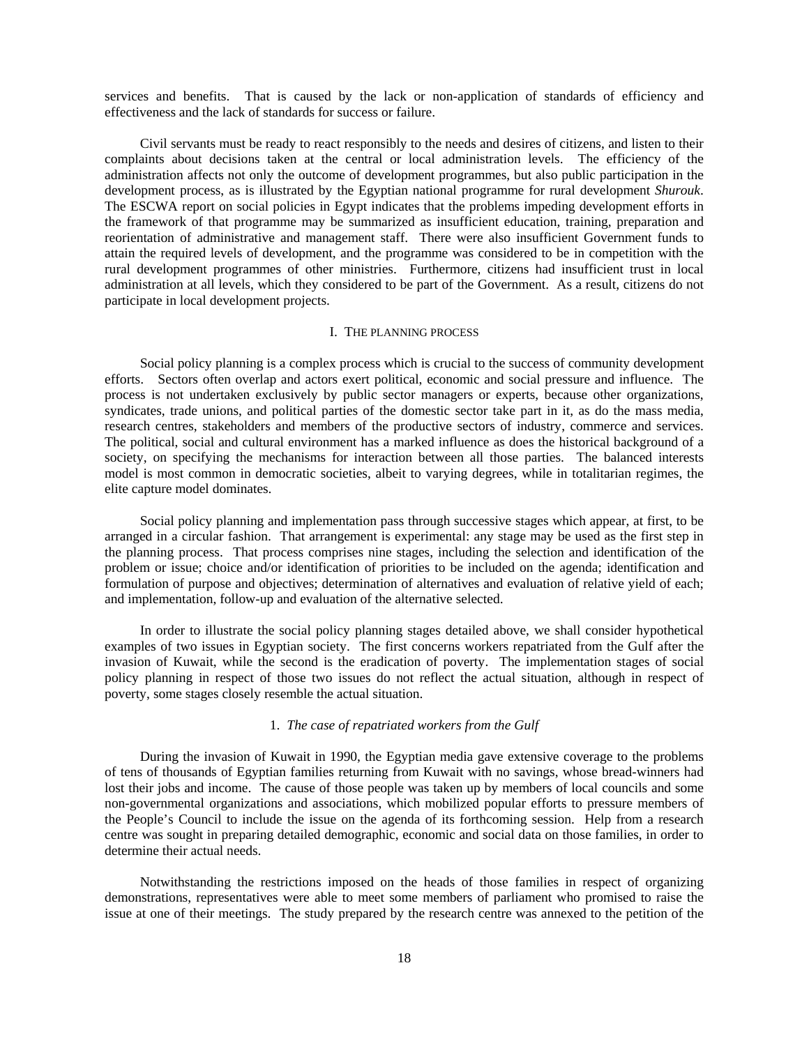services and benefits. That is caused by the lack or non-application of standards of efficiency and effectiveness and the lack of standards for success or failure.

Civil servants must be ready to react responsibly to the needs and desires of citizens, and listen to their complaints about decisions taken at the central or local administration levels. The efficiency of the administration affects not only the outcome of development programmes, but also public participation in the development process, as is illustrated by the Egyptian national programme for rural development *Shurouk*. The ESCWA report on social policies in Egypt indicates that the problems impeding development efforts in the framework of that programme may be summarized as insufficient education, training, preparation and reorientation of administrative and management staff. There were also insufficient Government funds to attain the required levels of development, and the programme was considered to be in competition with the rural development programmes of other ministries. Furthermore, citizens had insufficient trust in local administration at all levels, which they considered to be part of the Government. As a result, citizens do not participate in local development projects.

## I. THE PLANNING PROCESS

Social policy planning is a complex process which is crucial to the success of community development efforts. Sectors often overlap and actors exert political, economic and social pressure and influence. The process is not undertaken exclusively by public sector managers or experts, because other organizations, syndicates, trade unions, and political parties of the domestic sector take part in it, as do the mass media, research centres, stakeholders and members of the productive sectors of industry, commerce and services. The political, social and cultural environment has a marked influence as does the historical background of a society, on specifying the mechanisms for interaction between all those parties. The balanced interests model is most common in democratic societies, albeit to varying degrees, while in totalitarian regimes, the elite capture model dominates.

Social policy planning and implementation pass through successive stages which appear, at first, to be arranged in a circular fashion. That arrangement is experimental: any stage may be used as the first step in the planning process. That process comprises nine stages, including the selection and identification of the problem or issue; choice and/or identification of priorities to be included on the agenda; identification and formulation of purpose and objectives; determination of alternatives and evaluation of relative yield of each; and implementation, follow-up and evaluation of the alternative selected.

In order to illustrate the social policy planning stages detailed above, we shall consider hypothetical examples of two issues in Egyptian society. The first concerns workers repatriated from the Gulf after the invasion of Kuwait, while the second is the eradication of poverty. The implementation stages of social policy planning in respect of those two issues do not reflect the actual situation, although in respect of poverty, some stages closely resemble the actual situation.

### 1. *The case of repatriated workers from the Gulf*

During the invasion of Kuwait in 1990, the Egyptian media gave extensive coverage to the problems of tens of thousands of Egyptian families returning from Kuwait with no savings, whose bread-winners had lost their jobs and income. The cause of those people was taken up by members of local councils and some non-governmental organizations and associations, which mobilized popular efforts to pressure members of the People's Council to include the issue on the agenda of its forthcoming session. Help from a research centre was sought in preparing detailed demographic, economic and social data on those families, in order to determine their actual needs.

Notwithstanding the restrictions imposed on the heads of those families in respect of organizing demonstrations, representatives were able to meet some members of parliament who promised to raise the issue at one of their meetings. The study prepared by the research centre was annexed to the petition of the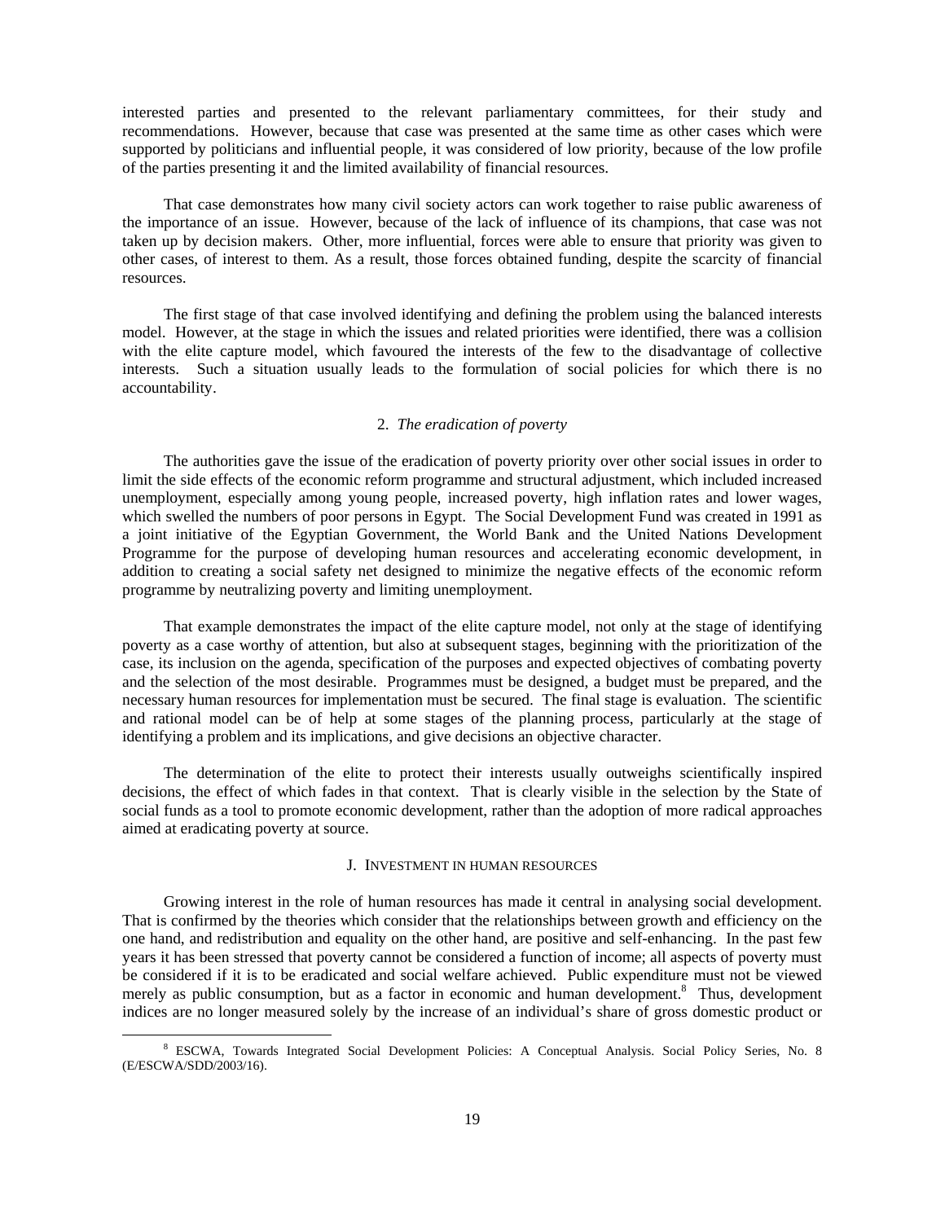interested parties and presented to the relevant parliamentary committees, for their study and recommendations. However, because that case was presented at the same time as other cases which were supported by politicians and influential people, it was considered of low priority, because of the low profile of the parties presenting it and the limited availability of financial resources.

That case demonstrates how many civil society actors can work together to raise public awareness of the importance of an issue. However, because of the lack of influence of its champions, that case was not taken up by decision makers. Other, more influential, forces were able to ensure that priority was given to other cases, of interest to them. As a result, those forces obtained funding, despite the scarcity of financial resources.

The first stage of that case involved identifying and defining the problem using the balanced interests model. However, at the stage in which the issues and related priorities were identified, there was a collision with the elite capture model, which favoured the interests of the few to the disadvantage of collective interests. Such a situation usually leads to the formulation of social policies for which there is no accountability.

#### 2. *The eradication of poverty*

The authorities gave the issue of the eradication of poverty priority over other social issues in order to limit the side effects of the economic reform programme and structural adjustment, which included increased unemployment, especially among young people, increased poverty, high inflation rates and lower wages, which swelled the numbers of poor persons in Egypt. The Social Development Fund was created in 1991 as a joint initiative of the Egyptian Government, the World Bank and the United Nations Development Programme for the purpose of developing human resources and accelerating economic development, in addition to creating a social safety net designed to minimize the negative effects of the economic reform programme by neutralizing poverty and limiting unemployment.

That example demonstrates the impact of the elite capture model, not only at the stage of identifying poverty as a case worthy of attention, but also at subsequent stages, beginning with the prioritization of the case, its inclusion on the agenda, specification of the purposes and expected objectives of combating poverty and the selection of the most desirable. Programmes must be designed, a budget must be prepared, and the necessary human resources for implementation must be secured. The final stage is evaluation. The scientific and rational model can be of help at some stages of the planning process, particularly at the stage of identifying a problem and its implications, and give decisions an objective character.

The determination of the elite to protect their interests usually outweighs scientifically inspired decisions, the effect of which fades in that context. That is clearly visible in the selection by the State of social funds as a tool to promote economic development, rather than the adoption of more radical approaches aimed at eradicating poverty at source.

### J. INVESTMENT IN HUMAN RESOURCES

Growing interest in the role of human resources has made it central in analysing social development. That is confirmed by the theories which consider that the relationships between growth and efficiency on the one hand, and redistribution and equality on the other hand, are positive and self-enhancing. In the past few years it has been stressed that poverty cannot be considered a function of income; all aspects of poverty must be considered if it is to be eradicated and social welfare achieved. Public expenditure must not be viewed merely as public consumption, but as a factor in economic and human development.[8] Thus, development indices are no longer measured solely by the increase of an individual's share of gross domestic product or

[8] ESCWA, Towards Integrated Social Development Policies: A Conceptual Analysis. Social Policy Series, No. 8 (E/ESCWA/SDD/2003/16).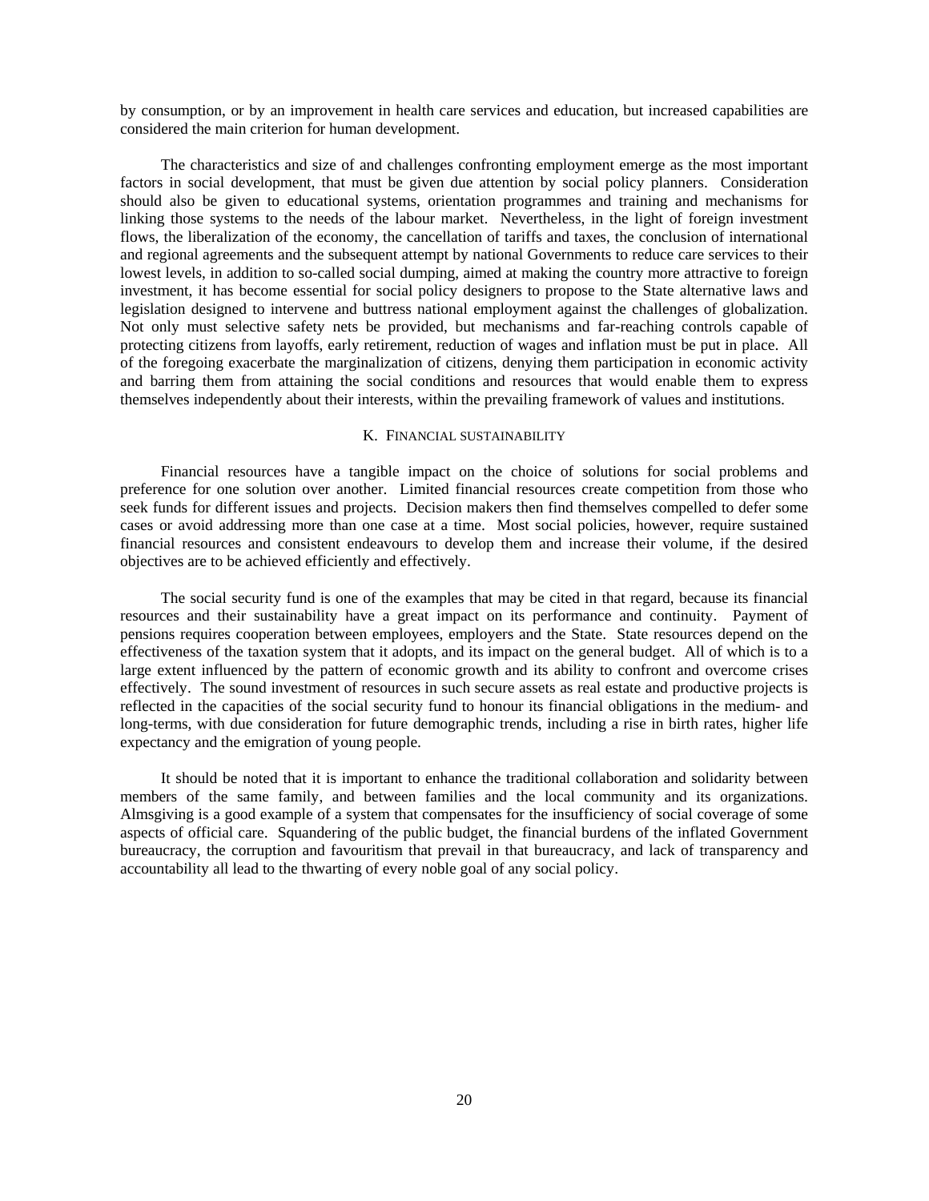by consumption, or by an improvement in health care services and education, but increased capabilities are considered the main criterion for human development.

The characteristics and size of and challenges confronting employment emerge as the most important factors in social development, that must be given due attention by social policy planners. Consideration should also be given to educational systems, orientation programmes and training and mechanisms for linking those systems to the needs of the labour market. Nevertheless, in the light of foreign investment flows, the liberalization of the economy, the cancellation of tariffs and taxes, the conclusion of international and regional agreements and the subsequent attempt by national Governments to reduce care services to their lowest levels, in addition to so-called social dumping, aimed at making the country more attractive to foreign investment, it has become essential for social policy designers to propose to the State alternative laws and legislation designed to intervene and buttress national employment against the challenges of globalization. Not only must selective safety nets be provided, but mechanisms and far-reaching controls capable of protecting citizens from layoffs, early retirement, reduction of wages and inflation must be put in place. All of the foregoing exacerbate the marginalization of citizens, denying them participation in economic activity and barring them from attaining the social conditions and resources that would enable them to express themselves independently about their interests, within the prevailing framework of values and institutions.

## K. Financial sustainability

Financial resources have a tangible impact on the choice of solutions for social problems and preference for one solution over another. Limited financial resources create competition from those who seek funds for different issues and projects. Decision makers then find themselves compelled to defer some cases or avoid addressing more than one case at a time. Most social policies, however, require sustained financial resources and consistent endeavours to develop them and increase their volume, if the desired objectives are to be achieved efficiently and effectively.

The social security fund is one of the examples that may be cited in that regard, because its financial resources and their sustainability have a great impact on its performance and continuity. Payment of pensions requires cooperation between employees, employers and the State. State resources depend on the effectiveness of the taxation system that it adopts, and its impact on the general budget. All of which is to a large extent influenced by the pattern of economic growth and its ability to confront and overcome crises effectively. The sound investment of resources in such secure assets as real estate and productive projects is reflected in the capacities of the social security fund to honour its financial obligations in the medium- and long-terms, with due consideration for future demographic trends, including a rise in birth rates, higher life expectancy and the emigration of young people.

It should be noted that it is important to enhance the traditional collaboration and solidarity between members of the same family, and between families and the local community and its organizations. Almsgiving is a good example of a system that compensates for the insufficiency of social coverage of some aspects of official care. Squandering of the public budget, the financial burdens of the inflated Government bureaucracy, the corruption and favouritism that prevail in that bureaucracy, and lack of transparency and accountability all lead to the thwarting of every noble goal of any social policy.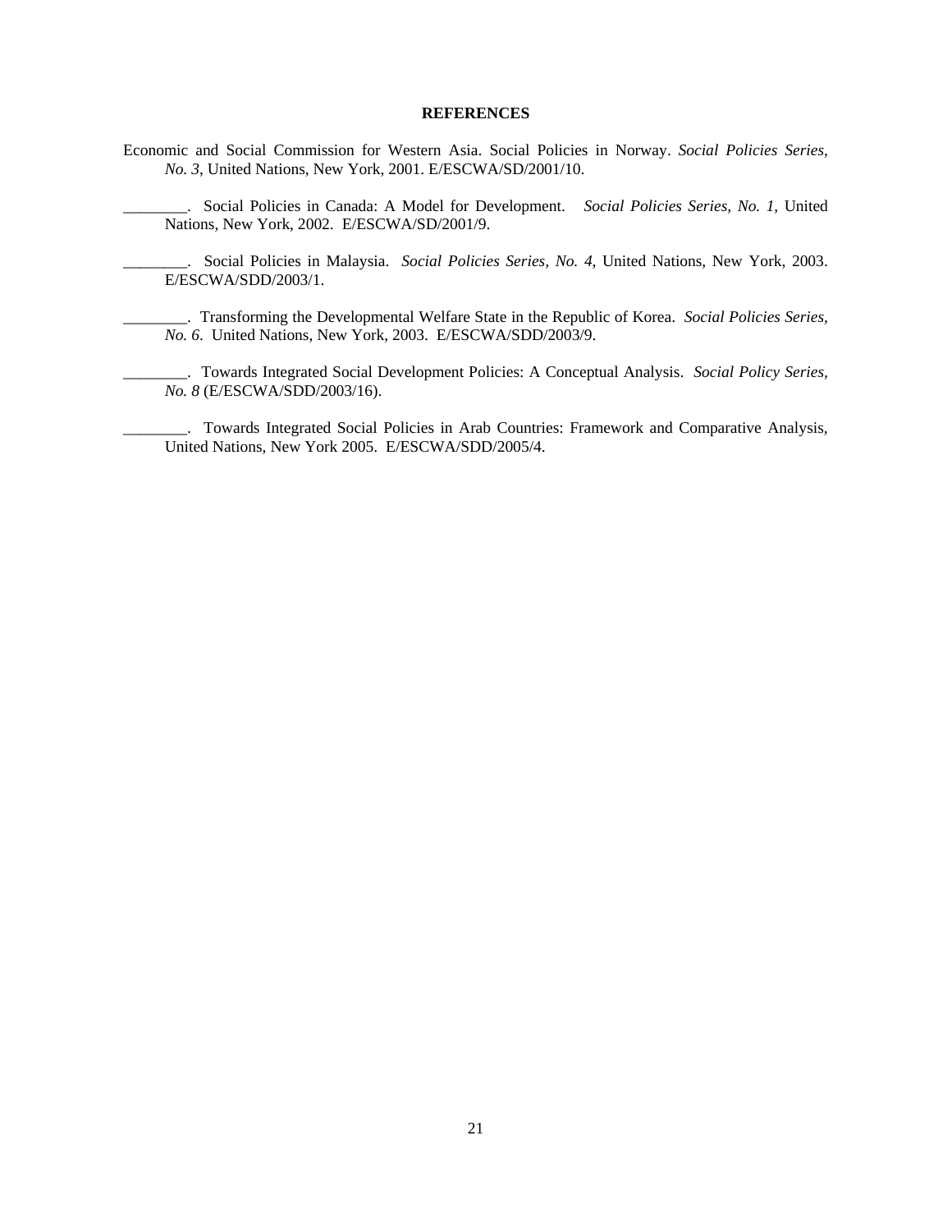**REFERENCES**

Economic and Social Commission for Western Asia. Social Policies in Norway. *Social Policies Series, No. 3*, United Nations, New York, 2001. E/ESCWA/SD/2001/10.

________. Social Policies in Canada: A Model for Development. *Social Policies Series, No. 1*, United Nations, New York, 2002. E/ESCWA/SD/2001/9.

________. Social Policies in Malaysia. *Social Policies Series, No. 4*, United Nations, New York, 2003. E/ESCWA/SDD/2003/1.

________. Transforming the Developmental Welfare State in the Republic of Korea. *Social Policies Series, No. 6*. United Nations, New York, 2003. E/ESCWA/SDD/2003/9.

________. Towards Integrated Social Development Policies: A Conceptual Analysis. *Social Policy Series, No. 8* (E/ESCWA/SDD/2003/16).

________. Towards Integrated Social Policies in Arab Countries: Framework and Comparative Analysis, United Nations, New York 2005. E/ESCWA/SDD/2005/4.